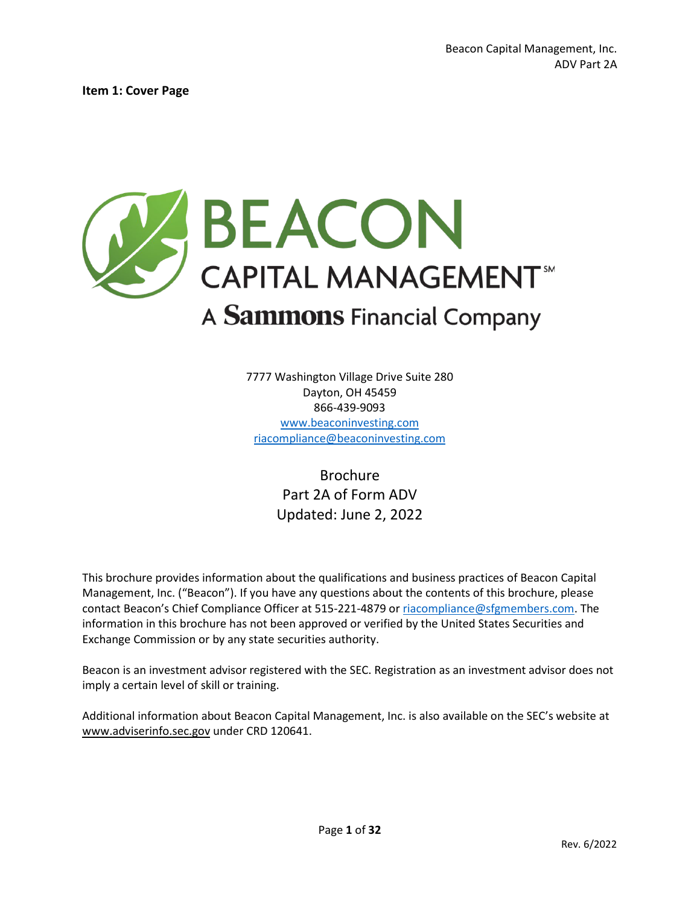## Item 1: Cover Page

BEACON CAPITAL MANAGEMENT℠

A Sammons Financial Company

7777 Washington Village Drive Suite 280
Dayton, OH 45459
866-439-9093
www.beaconinvesting.com
riacompliance@beaconinvesting.com

Brochure
Part 2A of Form ADV
Updated: June 2, 2022

This brochure provides information about the qualifications and business practices of Beacon Capital Management, Inc. ("Beacon"). If you have any questions about the contents of this brochure, please contact Beacon's Chief Compliance Officer at 515-221-4879 or riacompliance@sfgmembers.com. The information in this brochure has not been approved or verified by the United States Securities and Exchange Commission or by any state securities authority.

Beacon is an investment advisor registered with the SEC. Registration as an investment advisor does not imply a certain level of skill or training.

Additional information about Beacon Capital Management, Inc. is also available on the SEC's website at www.adviserinfo.sec.gov under CRD 120641.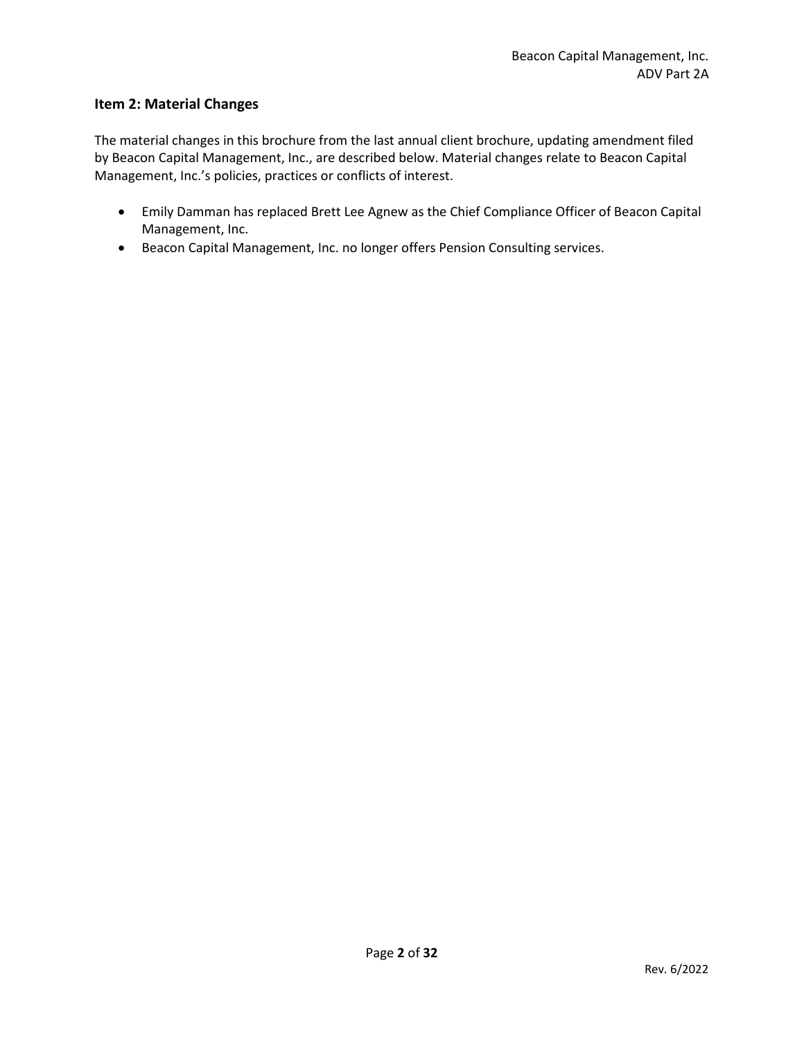## Item 2: Material Changes

The material changes in this brochure from the last annual client brochure, updating amendment filed by Beacon Capital Management, Inc., are described below. Material changes relate to Beacon Capital Management, Inc.'s policies, practices or conflicts of interest.

- Emily Damman has replaced Brett Lee Agnew as the Chief Compliance Officer of Beacon Capital Management, Inc.
- Beacon Capital Management, Inc. no longer offers Pension Consulting services.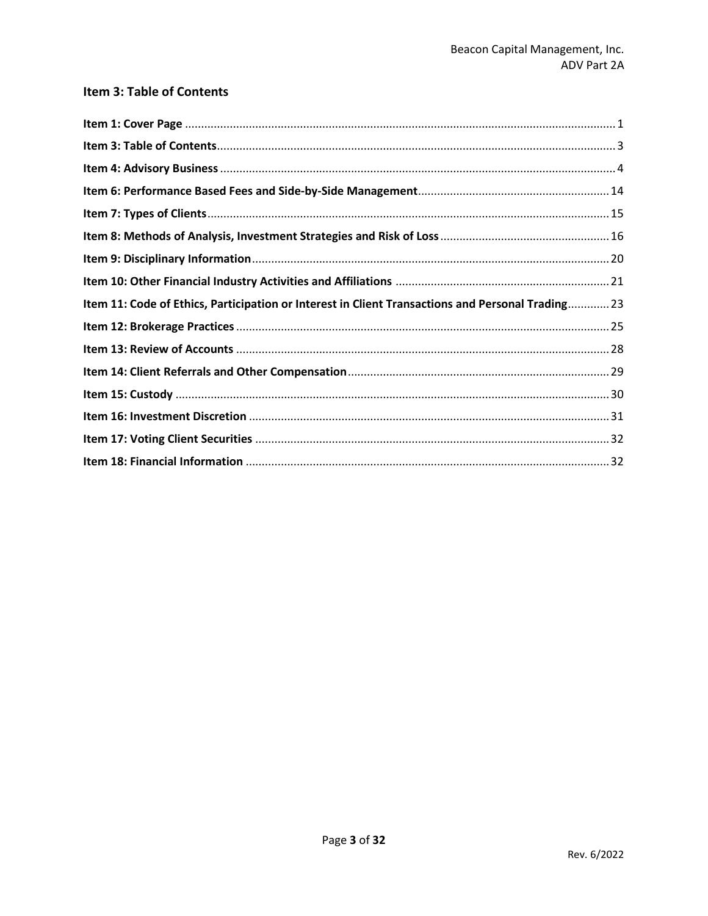## Item 3: Table of Contents

| | |
|---|---|
| **Item 1: Cover Page** | 1 |
| **Item 3: Table of Contents** | 3 |
| **Item 4: Advisory Business** | 4 |
| **Item 6: Performance Based Fees and Side-by-Side Management** | 14 |
| **Item 7: Types of Clients** | 15 |
| **Item 8: Methods of Analysis, Investment Strategies and Risk of Loss** | 16 |
| **Item 9: Disciplinary Information** | 20 |
| **Item 10: Other Financial Industry Activities and Affiliations** | 21 |
| **Item 11: Code of Ethics, Participation or Interest in Client Transactions and Personal Trading** | 23 |
| **Item 12: Brokerage Practices** | 25 |
| **Item 13: Review of Accounts** | 28 |
| **Item 14: Client Referrals and Other Compensation** | 29 |
| **Item 15: Custody** | 30 |
| **Item 16: Investment Discretion** | 31 |
| **Item 17: Voting Client Securities** | 32 |
| **Item 18: Financial Information** | 32 |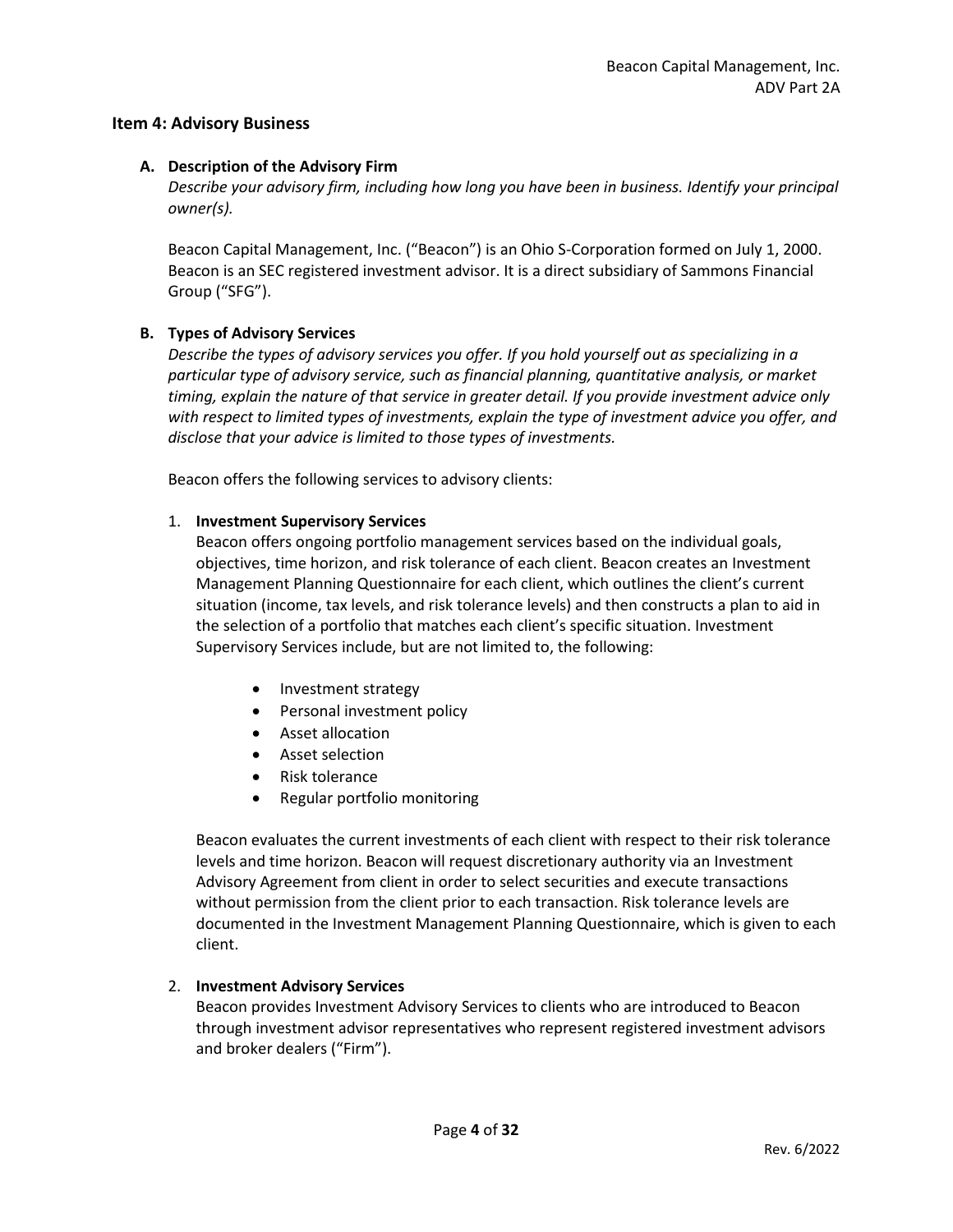## Item 4: Advisory Business

### A. Description of the Advisory Firm

*Describe your advisory firm, including how long you have been in business. Identify your principal owner(s).*

Beacon Capital Management, Inc. ("Beacon") is an Ohio S-Corporation formed on July 1, 2000. Beacon is an SEC registered investment advisor. It is a direct subsidiary of Sammons Financial Group ("SFG").

### B. Types of Advisory Services

*Describe the types of advisory services you offer. If you hold yourself out as specializing in a particular type of advisory service, such as financial planning, quantitative analysis, or market timing, explain the nature of that service in greater detail. If you provide investment advice only with respect to limited types of investments, explain the type of investment advice you offer, and disclose that your advice is limited to those types of investments.*

Beacon offers the following services to advisory clients:

1. **Investment Supervisory Services**
   Beacon offers ongoing portfolio management services based on the individual goals, objectives, time horizon, and risk tolerance of each client. Beacon creates an Investment Management Planning Questionnaire for each client, which outlines the client's current situation (income, tax levels, and risk tolerance levels) and then constructs a plan to aid in the selection of a portfolio that matches each client's specific situation. Investment Supervisory Services include, but are not limited to, the following:

   - Investment strategy
   - Personal investment policy
   - Asset allocation
   - Asset selection
   - Risk tolerance
   - Regular portfolio monitoring

   Beacon evaluates the current investments of each client with respect to their risk tolerance levels and time horizon. Beacon will request discretionary authority via an Investment Advisory Agreement from client in order to select securities and execute transactions without permission from the client prior to each transaction. Risk tolerance levels are documented in the Investment Management Planning Questionnaire, which is given to each client.

2. **Investment Advisory Services**
   Beacon provides Investment Advisory Services to clients who are introduced to Beacon through investment advisor representatives who represent registered investment advisors and broker dealers ("Firm").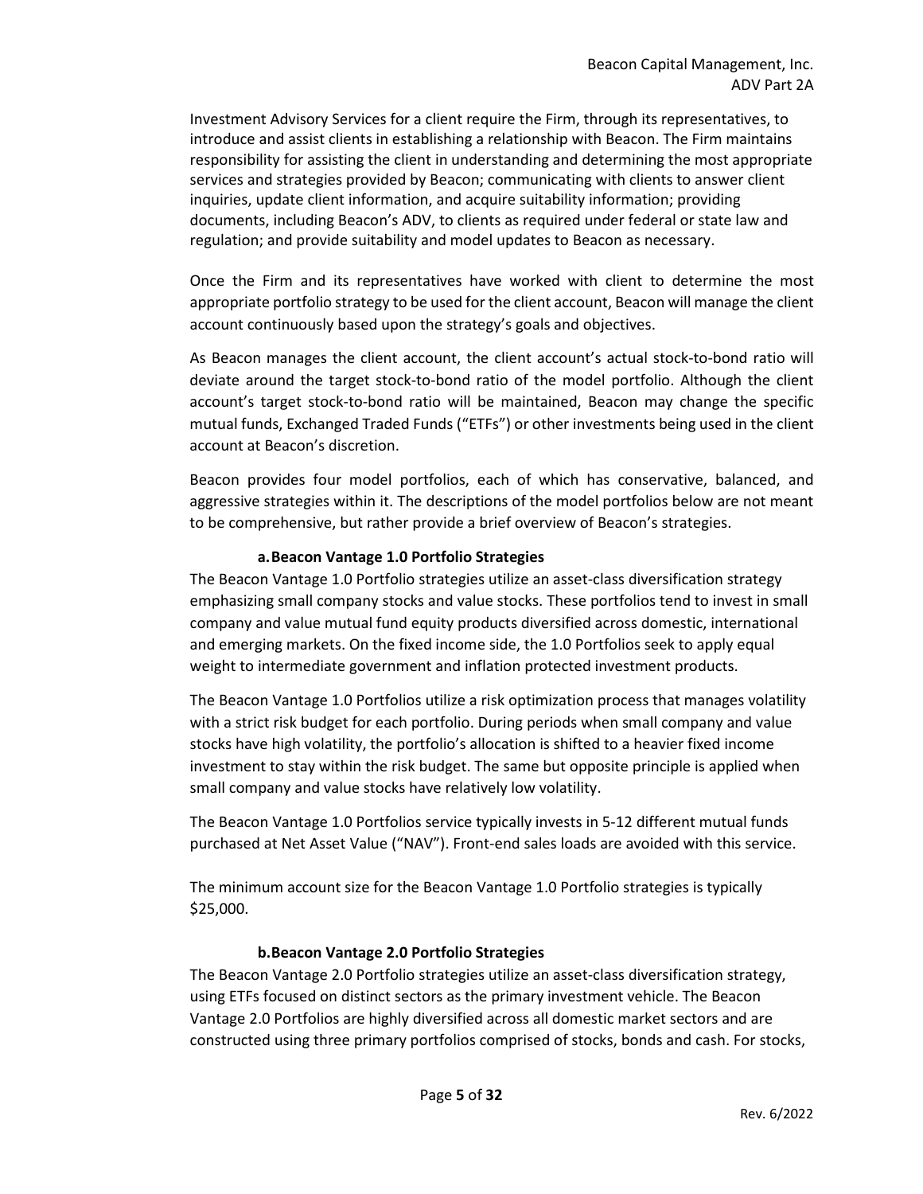Investment Advisory Services for a client require the Firm, through its representatives, to introduce and assist clients in establishing a relationship with Beacon. The Firm maintains responsibility for assisting the client in understanding and determining the most appropriate services and strategies provided by Beacon; communicating with clients to answer client inquiries, update client information, and acquire suitability information; providing documents, including Beacon's ADV, to clients as required under federal or state law and regulation; and provide suitability and model updates to Beacon as necessary.

Once the Firm and its representatives have worked with client to determine the most appropriate portfolio strategy to be used for the client account, Beacon will manage the client account continuously based upon the strategy's goals and objectives.

As Beacon manages the client account, the client account's actual stock-to-bond ratio will deviate around the target stock-to-bond ratio of the model portfolio. Although the client account's target stock-to-bond ratio will be maintained, Beacon may change the specific mutual funds, Exchanged Traded Funds ("ETFs") or other investments being used in the client account at Beacon's discretion.

Beacon provides four model portfolios, each of which has conservative, balanced, and aggressive strategies within it. The descriptions of the model portfolios below are not meant to be comprehensive, but rather provide a brief overview of Beacon's strategies.

**a. Beacon Vantage 1.0 Portfolio Strategies**

The Beacon Vantage 1.0 Portfolio strategies utilize an asset-class diversification strategy emphasizing small company stocks and value stocks. These portfolios tend to invest in small company and value mutual fund equity products diversified across domestic, international and emerging markets. On the fixed income side, the 1.0 Portfolios seek to apply equal weight to intermediate government and inflation protected investment products.

The Beacon Vantage 1.0 Portfolios utilize a risk optimization process that manages volatility with a strict risk budget for each portfolio. During periods when small company and value stocks have high volatility, the portfolio's allocation is shifted to a heavier fixed income investment to stay within the risk budget. The same but opposite principle is applied when small company and value stocks have relatively low volatility.

The Beacon Vantage 1.0 Portfolios service typically invests in 5-12 different mutual funds purchased at Net Asset Value ("NAV"). Front-end sales loads are avoided with this service.

The minimum account size for the Beacon Vantage 1.0 Portfolio strategies is typically $25,000.

**b. Beacon Vantage 2.0 Portfolio Strategies**

The Beacon Vantage 2.0 Portfolio strategies utilize an asset-class diversification strategy, using ETFs focused on distinct sectors as the primary investment vehicle. The Beacon Vantage 2.0 Portfolios are highly diversified across all domestic market sectors and are constructed using three primary portfolios comprised of stocks, bonds and cash. For stocks,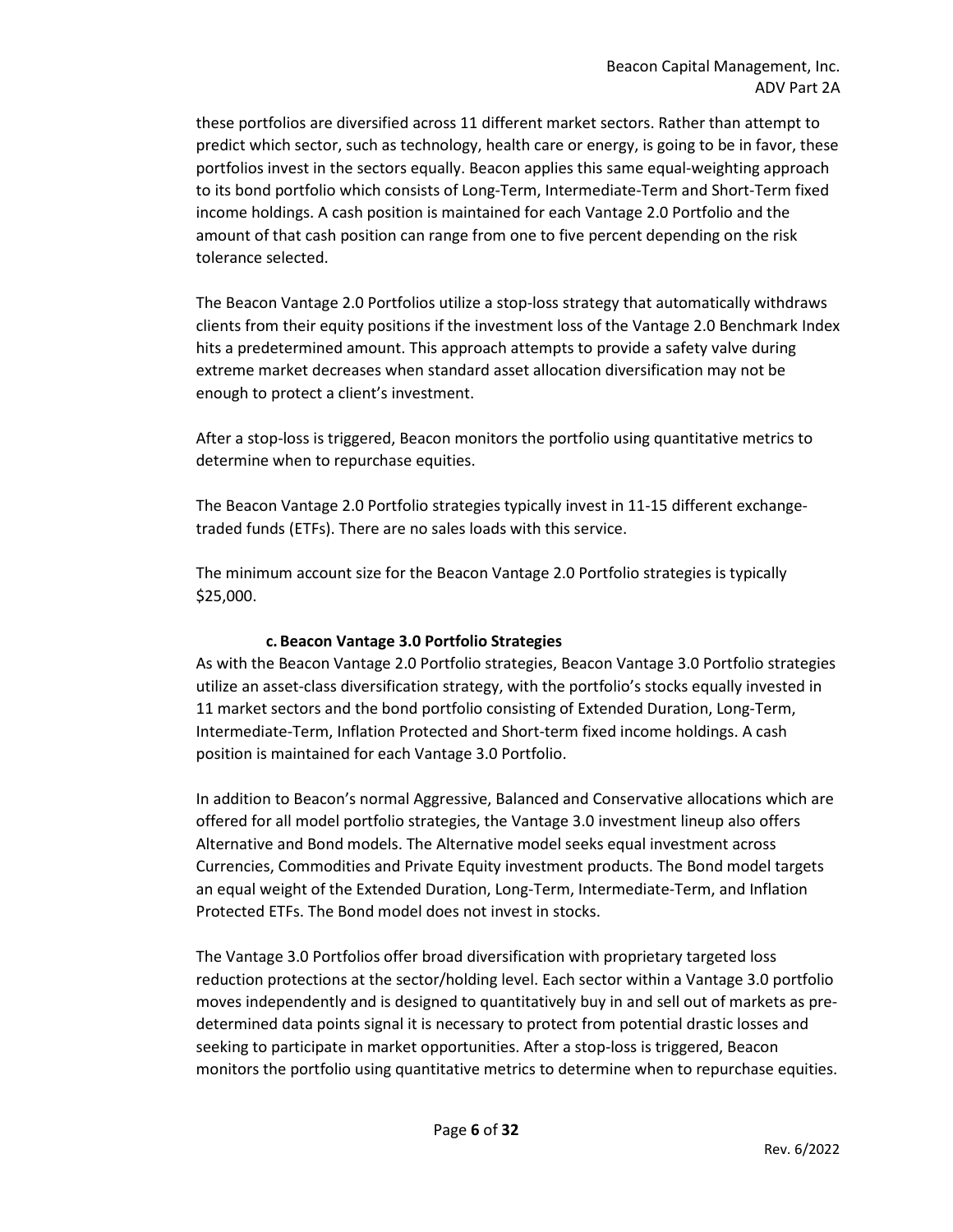these portfolios are diversified across 11 different market sectors. Rather than attempt to predict which sector, such as technology, health care or energy, is going to be in favor, these portfolios invest in the sectors equally. Beacon applies this same equal-weighting approach to its bond portfolio which consists of Long-Term, Intermediate-Term and Short-Term fixed income holdings. A cash position is maintained for each Vantage 2.0 Portfolio and the amount of that cash position can range from one to five percent depending on the risk tolerance selected.

The Beacon Vantage 2.0 Portfolios utilize a stop-loss strategy that automatically withdraws clients from their equity positions if the investment loss of the Vantage 2.0 Benchmark Index hits a predetermined amount. This approach attempts to provide a safety valve during extreme market decreases when standard asset allocation diversification may not be enough to protect a client's investment.

After a stop-loss is triggered, Beacon monitors the portfolio using quantitative metrics to determine when to repurchase equities.

The Beacon Vantage 2.0 Portfolio strategies typically invest in 11-15 different exchange-traded funds (ETFs). There are no sales loads with this service.

The minimum account size for the Beacon Vantage 2.0 Portfolio strategies is typically $25,000.

### c. Beacon Vantage 3.0 Portfolio Strategies

As with the Beacon Vantage 2.0 Portfolio strategies, Beacon Vantage 3.0 Portfolio strategies utilize an asset-class diversification strategy, with the portfolio's stocks equally invested in 11 market sectors and the bond portfolio consisting of Extended Duration, Long-Term, Intermediate-Term, Inflation Protected and Short-term fixed income holdings. A cash position is maintained for each Vantage 3.0 Portfolio.

In addition to Beacon's normal Aggressive, Balanced and Conservative allocations which are offered for all model portfolio strategies, the Vantage 3.0 investment lineup also offers Alternative and Bond models. The Alternative model seeks equal investment across Currencies, Commodities and Private Equity investment products. The Bond model targets an equal weight of the Extended Duration, Long-Term, Intermediate-Term, and Inflation Protected ETFs. The Bond model does not invest in stocks.

The Vantage 3.0 Portfolios offer broad diversification with proprietary targeted loss reduction protections at the sector/holding level. Each sector within a Vantage 3.0 portfolio moves independently and is designed to quantitatively buy in and sell out of markets as pre-determined data points signal it is necessary to protect from potential drastic losses and seeking to participate in market opportunities. After a stop-loss is triggered, Beacon monitors the portfolio using quantitative metrics to determine when to repurchase equities.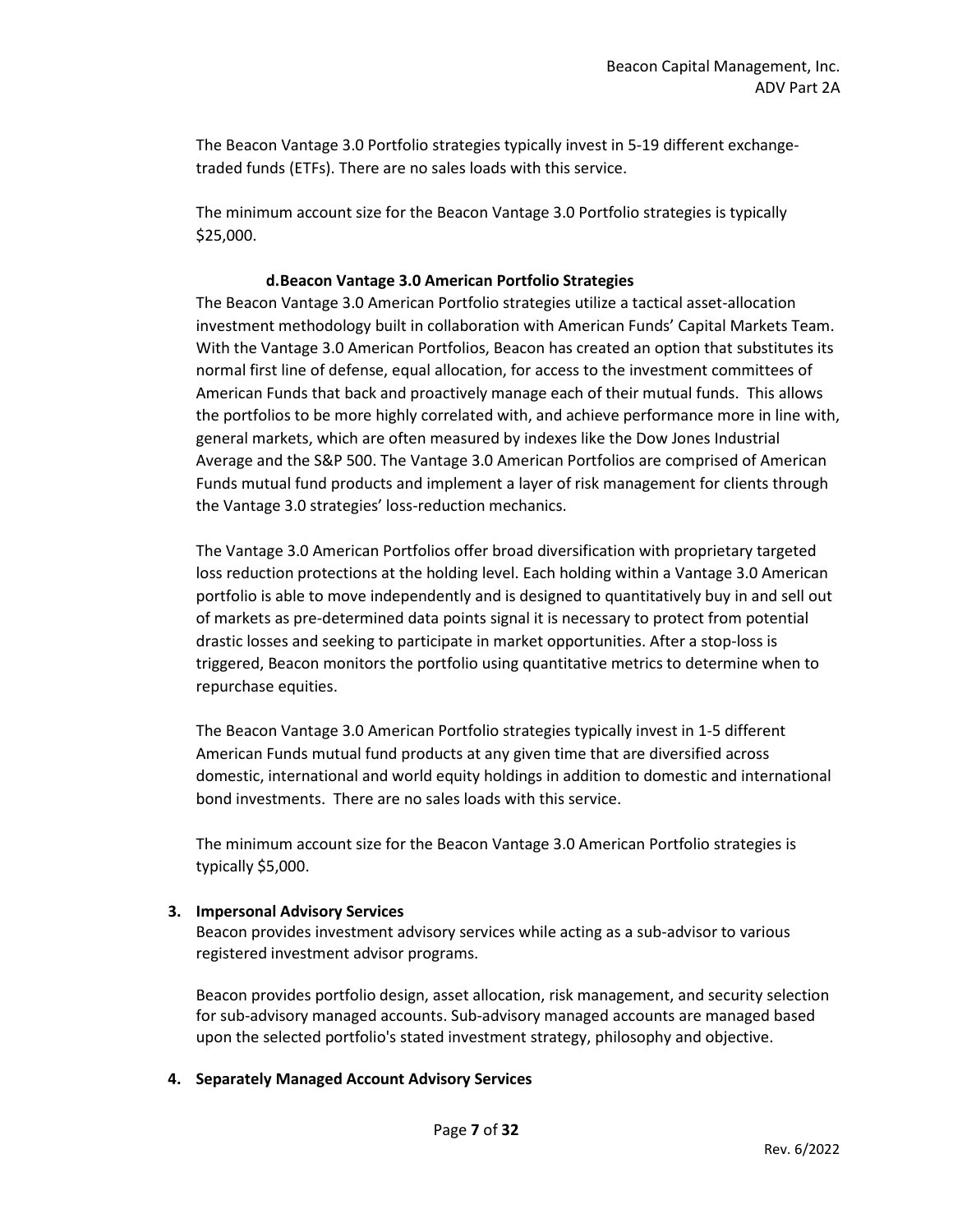The Beacon Vantage 3.0 Portfolio strategies typically invest in 5-19 different exchange-traded funds (ETFs). There are no sales loads with this service.

The minimum account size for the Beacon Vantage 3.0 Portfolio strategies is typically $25,000.

**d. Beacon Vantage 3.0 American Portfolio Strategies**

The Beacon Vantage 3.0 American Portfolio strategies utilize a tactical asset-allocation investment methodology built in collaboration with American Funds' Capital Markets Team. With the Vantage 3.0 American Portfolios, Beacon has created an option that substitutes its normal first line of defense, equal allocation, for access to the investment committees of American Funds that back and proactively manage each of their mutual funds. This allows the portfolios to be more highly correlated with, and achieve performance more in line with, general markets, which are often measured by indexes like the Dow Jones Industrial Average and the S&P 500. The Vantage 3.0 American Portfolios are comprised of American Funds mutual fund products and implement a layer of risk management for clients through the Vantage 3.0 strategies' loss-reduction mechanics.

The Vantage 3.0 American Portfolios offer broad diversification with proprietary targeted loss reduction protections at the holding level. Each holding within a Vantage 3.0 American portfolio is able to move independently and is designed to quantitatively buy in and sell out of markets as pre-determined data points signal it is necessary to protect from potential drastic losses and seeking to participate in market opportunities. After a stop-loss is triggered, Beacon monitors the portfolio using quantitative metrics to determine when to repurchase equities.

The Beacon Vantage 3.0 American Portfolio strategies typically invest in 1-5 different American Funds mutual fund products at any given time that are diversified across domestic, international and world equity holdings in addition to domestic and international bond investments. There are no sales loads with this service.

The minimum account size for the Beacon Vantage 3.0 American Portfolio strategies is typically $5,000.

**3. Impersonal Advisory Services**

Beacon provides investment advisory services while acting as a sub-advisor to various registered investment advisor programs.

Beacon provides portfolio design, asset allocation, risk management, and security selection for sub-advisory managed accounts. Sub-advisory managed accounts are managed based upon the selected portfolio's stated investment strategy, philosophy and objective.

**4. Separately Managed Account Advisory Services**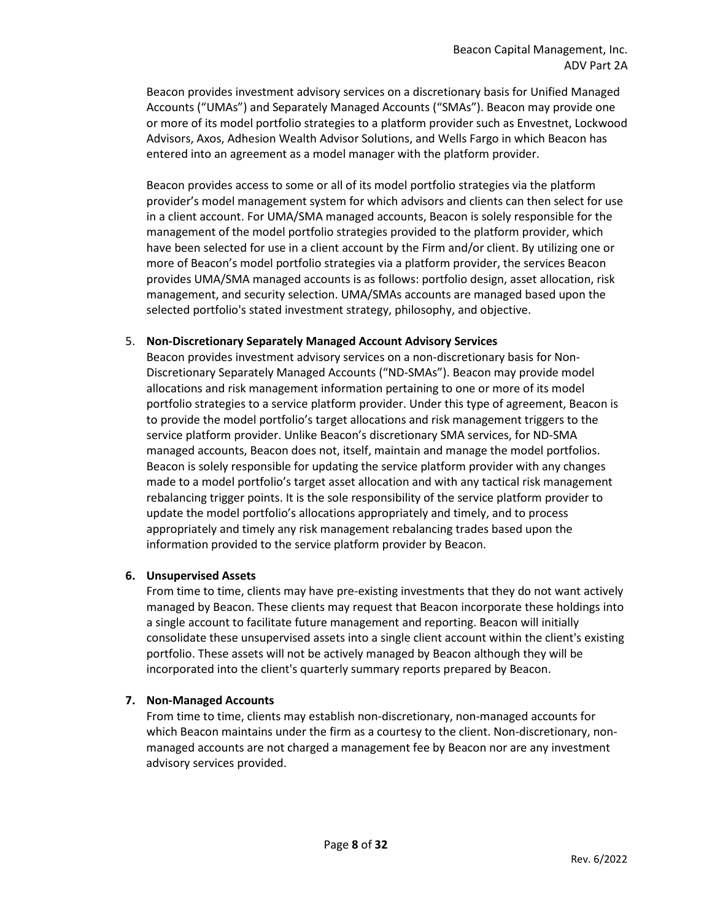Beacon provides investment advisory services on a discretionary basis for Unified Managed Accounts ("UMAs") and Separately Managed Accounts ("SMAs"). Beacon may provide one or more of its model portfolio strategies to a platform provider such as Envestnet, Lockwood Advisors, Axos, Adhesion Wealth Advisor Solutions, and Wells Fargo in which Beacon has entered into an agreement as a model manager with the platform provider.

Beacon provides access to some or all of its model portfolio strategies via the platform provider's model management system for which advisors and clients can then select for use in a client account. For UMA/SMA managed accounts, Beacon is solely responsible for the management of the model portfolio strategies provided to the platform provider, which have been selected for use in a client account by the Firm and/or client. By utilizing one or more of Beacon's model portfolio strategies via a platform provider, the services Beacon provides UMA/SMA managed accounts is as follows: portfolio design, asset allocation, risk management, and security selection. UMA/SMAs accounts are managed based upon the selected portfolio's stated investment strategy, philosophy, and objective.

5. **Non-Discretionary Separately Managed Account Advisory Services**

   Beacon provides investment advisory services on a non-discretionary basis for Non-Discretionary Separately Managed Accounts ("ND-SMAs"). Beacon may provide model allocations and risk management information pertaining to one or more of its model portfolio strategies to a service platform provider. Under this type of agreement, Beacon is to provide the model portfolio's target allocations and risk management triggers to the service platform provider. Unlike Beacon's discretionary SMA services, for ND-SMA managed accounts, Beacon does not, itself, maintain and manage the model portfolios. Beacon is solely responsible for updating the service platform provider with any changes made to a model portfolio's target asset allocation and with any tactical risk management rebalancing trigger points. It is the sole responsibility of the service platform provider to update the model portfolio's allocations appropriately and timely, and to process appropriately and timely any risk management rebalancing trades based upon the information provided to the service platform provider by Beacon.

6. **Unsupervised Assets**

   From time to time, clients may have pre-existing investments that they do not want actively managed by Beacon. These clients may request that Beacon incorporate these holdings into a single account to facilitate future management and reporting. Beacon will initially consolidate these unsupervised assets into a single client account within the client's existing portfolio. These assets will not be actively managed by Beacon although they will be incorporated into the client's quarterly summary reports prepared by Beacon.

7. **Non-Managed Accounts**

   From time to time, clients may establish non-discretionary, non-managed accounts for which Beacon maintains under the firm as a courtesy to the client. Non-discretionary, non-managed accounts are not charged a management fee by Beacon nor are any investment advisory services provided.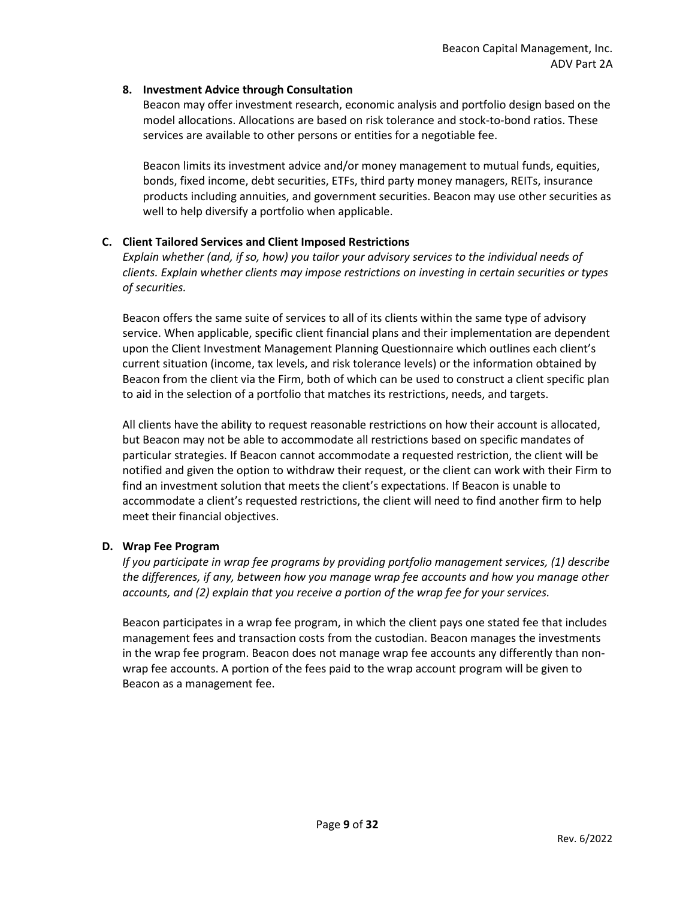### 8. Investment Advice through Consultation

Beacon may offer investment research, economic analysis and portfolio design based on the model allocations. Allocations are based on risk tolerance and stock-to-bond ratios. These services are available to other persons or entities for a negotiable fee.

Beacon limits its investment advice and/or money management to mutual funds, equities, bonds, fixed income, debt securities, ETFs, third party money managers, REITs, insurance products including annuities, and government securities. Beacon may use other securities as well to help diversify a portfolio when applicable.

## C. Client Tailored Services and Client Imposed Restrictions

*Explain whether (and, if so, how) you tailor your advisory services to the individual needs of clients. Explain whether clients may impose restrictions on investing in certain securities or types of securities.*

Beacon offers the same suite of services to all of its clients within the same type of advisory service. When applicable, specific client financial plans and their implementation are dependent upon the Client Investment Management Planning Questionnaire which outlines each client's current situation (income, tax levels, and risk tolerance levels) or the information obtained by Beacon from the client via the Firm, both of which can be used to construct a client specific plan to aid in the selection of a portfolio that matches its restrictions, needs, and targets.

All clients have the ability to request reasonable restrictions on how their account is allocated, but Beacon may not be able to accommodate all restrictions based on specific mandates of particular strategies. If Beacon cannot accommodate a requested restriction, the client will be notified and given the option to withdraw their request, or the client can work with their Firm to find an investment solution that meets the client's expectations. If Beacon is unable to accommodate a client's requested restrictions, the client will need to find another firm to help meet their financial objectives.

## D. Wrap Fee Program

*If you participate in wrap fee programs by providing portfolio management services, (1) describe the differences, if any, between how you manage wrap fee accounts and how you manage other accounts, and (2) explain that you receive a portion of the wrap fee for your services.*

Beacon participates in a wrap fee program, in which the client pays one stated fee that includes management fees and transaction costs from the custodian. Beacon manages the investments in the wrap fee program. Beacon does not manage wrap fee accounts any differently than non-wrap fee accounts. A portion of the fees paid to the wrap account program will be given to Beacon as a management fee.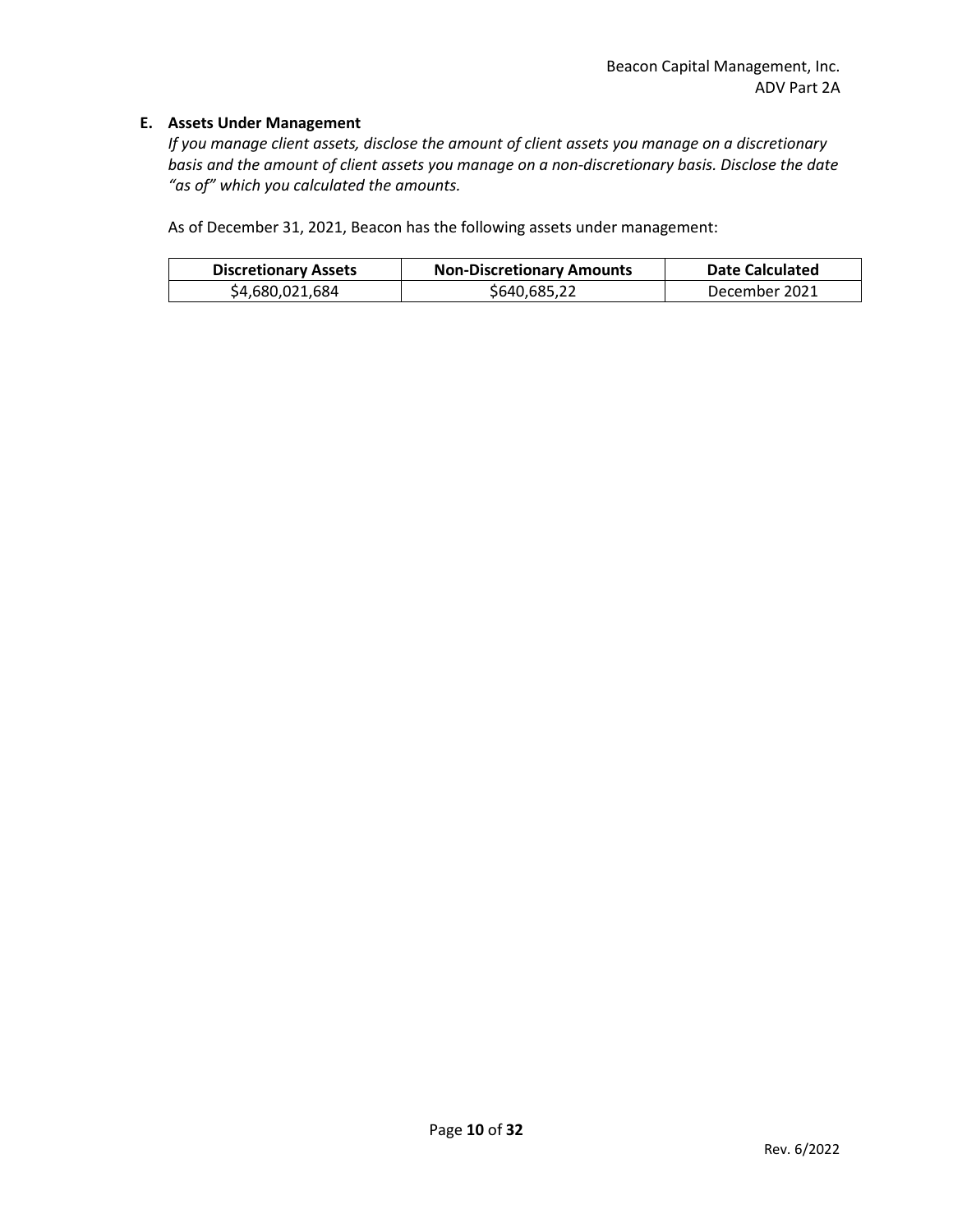### E. Assets Under Management

*If you manage client assets, disclose the amount of client assets you manage on a discretionary basis and the amount of client assets you manage on a non-discretionary basis. Disclose the date "as of" which you calculated the amounts.*

As of December 31, 2021, Beacon has the following assets under management:

| Discretionary Assets | Non-Discretionary Amounts | Date Calculated |
|---|---|---|
| $4,680,021,684 | $640,685,22 | December 2021 |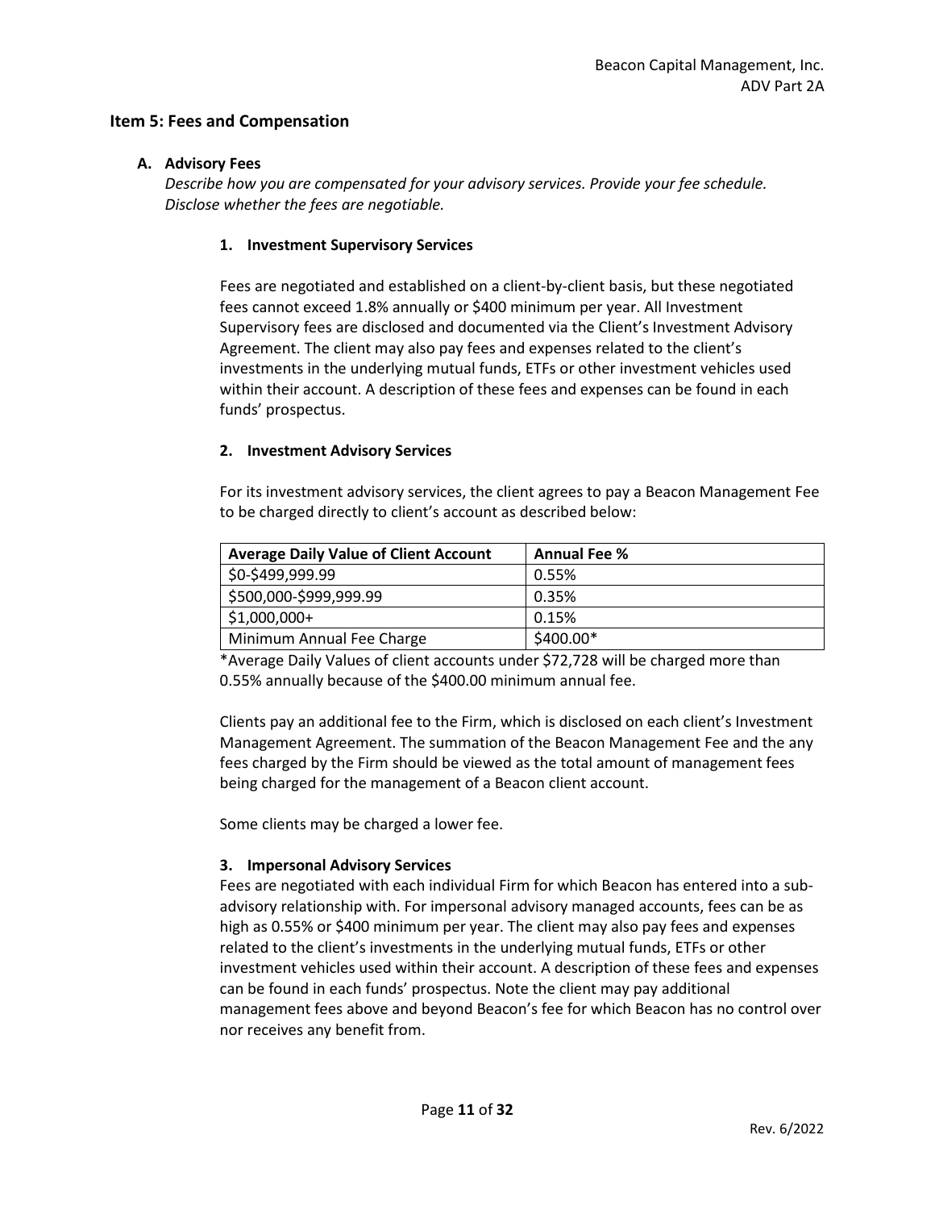## Item 5: Fees and Compensation

### A. Advisory Fees

*Describe how you are compensated for your advisory services. Provide your fee schedule. Disclose whether the fees are negotiable.*

#### 1. Investment Supervisory Services

Fees are negotiated and established on a client-by-client basis, but these negotiated fees cannot exceed 1.8% annually or $400 minimum per year. All Investment Supervisory fees are disclosed and documented via the Client's Investment Advisory Agreement. The client may also pay fees and expenses related to the client's investments in the underlying mutual funds, ETFs or other investment vehicles used within their account. A description of these fees and expenses can be found in each funds' prospectus.

#### 2. Investment Advisory Services

For its investment advisory services, the client agrees to pay a Beacon Management Fee to be charged directly to client's account as described below:

| Average Daily Value of Client Account | Annual Fee % |
|---|---|
| $0-$499,999.99 | 0.55% |
| $500,000-$999,999.99 | 0.35% |
| $1,000,000+ | 0.15% |
| Minimum Annual Fee Charge | $400.00* |

*Average Daily Values of client accounts under $72,728 will be charged more than 0.55% annually because of the $400.00 minimum annual fee.

Clients pay an additional fee to the Firm, which is disclosed on each client's Investment Management Agreement. The summation of the Beacon Management Fee and the any fees charged by the Firm should be viewed as the total amount of management fees being charged for the management of a Beacon client account.

Some clients may be charged a lower fee.

#### 3. Impersonal Advisory Services

Fees are negotiated with each individual Firm for which Beacon has entered into a sub-advisory relationship with. For impersonal advisory managed accounts, fees can be as high as 0.55% or $400 minimum per year. The client may also pay fees and expenses related to the client's investments in the underlying mutual funds, ETFs or other investment vehicles used within their account. A description of these fees and expenses can be found in each funds' prospectus. Note the client may pay additional management fees above and beyond Beacon's fee for which Beacon has no control over nor receives any benefit from.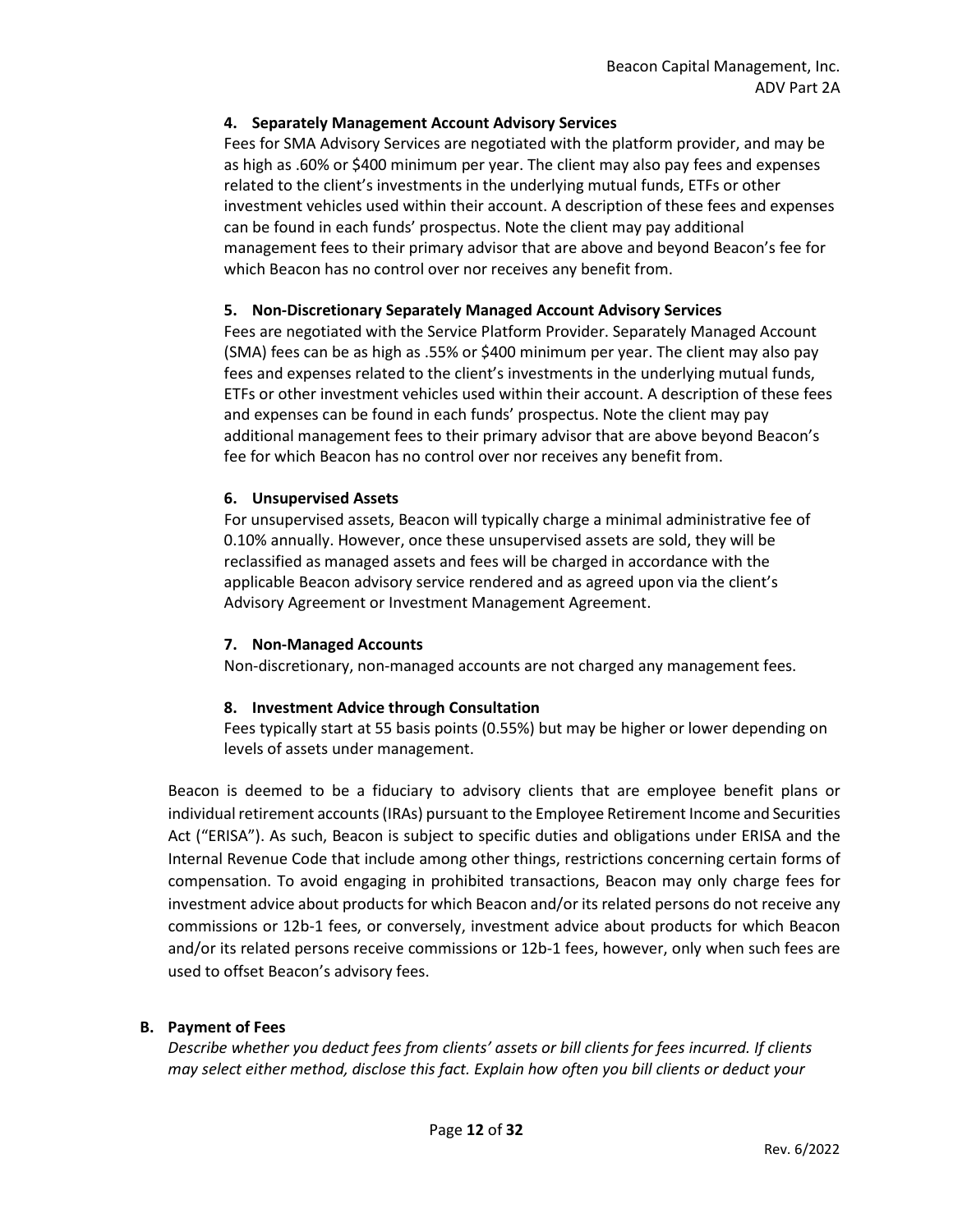#### 4. Separately Management Account Advisory Services

Fees for SMA Advisory Services are negotiated with the platform provider, and may be as high as .60% or $400 minimum per year. The client may also pay fees and expenses related to the client's investments in the underlying mutual funds, ETFs or other investment vehicles used within their account. A description of these fees and expenses can be found in each funds' prospectus. Note the client may pay additional management fees to their primary advisor that are above and beyond Beacon's fee for which Beacon has no control over nor receives any benefit from.

#### 5. Non-Discretionary Separately Managed Account Advisory Services

Fees are negotiated with the Service Platform Provider. Separately Managed Account (SMA) fees can be as high as .55% or $400 minimum per year. The client may also pay fees and expenses related to the client's investments in the underlying mutual funds, ETFs or other investment vehicles used within their account. A description of these fees and expenses can be found in each funds' prospectus. Note the client may pay additional management fees to their primary advisor that are above beyond Beacon's fee for which Beacon has no control over nor receives any benefit from.

#### 6. Unsupervised Assets

For unsupervised assets, Beacon will typically charge a minimal administrative fee of 0.10% annually. However, once these unsupervised assets are sold, they will be reclassified as managed assets and fees will be charged in accordance with the applicable Beacon advisory service rendered and as agreed upon via the client's Advisory Agreement or Investment Management Agreement.

#### 7. Non-Managed Accounts

Non-discretionary, non-managed accounts are not charged any management fees.

#### 8. Investment Advice through Consultation

Fees typically start at 55 basis points (0.55%) but may be higher or lower depending on levels of assets under management.

Beacon is deemed to be a fiduciary to advisory clients that are employee benefit plans or individual retirement accounts (IRAs) pursuant to the Employee Retirement Income and Securities Act ("ERISA"). As such, Beacon is subject to specific duties and obligations under ERISA and the Internal Revenue Code that include among other things, restrictions concerning certain forms of compensation. To avoid engaging in prohibited transactions, Beacon may only charge fees for investment advice about products for which Beacon and/or its related persons do not receive any commissions or 12b-1 fees, or conversely, investment advice about products for which Beacon and/or its related persons receive commissions or 12b-1 fees, however, only when such fees are used to offset Beacon's advisory fees.

### B. Payment of Fees

*Describe whether you deduct fees from clients' assets or bill clients for fees incurred. If clients may select either method, disclose this fact. Explain how often you bill clients or deduct your*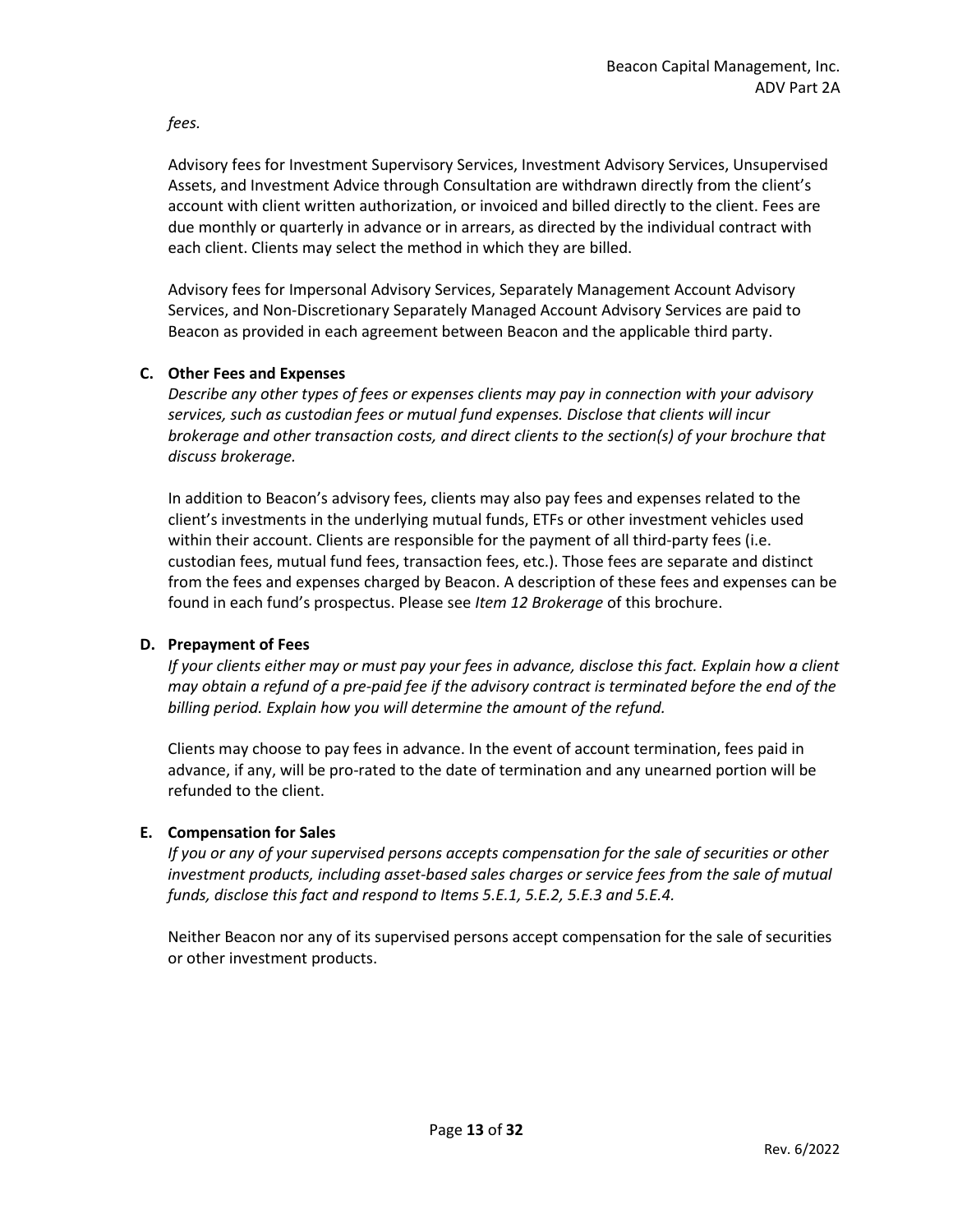*fees.*

Advisory fees for Investment Supervisory Services, Investment Advisory Services, Unsupervised Assets, and Investment Advice through Consultation are withdrawn directly from the client's account with client written authorization, or invoiced and billed directly to the client. Fees are due monthly or quarterly in advance or in arrears, as directed by the individual contract with each client. Clients may select the method in which they are billed.

Advisory fees for Impersonal Advisory Services, Separately Management Account Advisory Services, and Non-Discretionary Separately Managed Account Advisory Services are paid to Beacon as provided in each agreement between Beacon and the applicable third party.

### C. Other Fees and Expenses

*Describe any other types of fees or expenses clients may pay in connection with your advisory services, such as custodian fees or mutual fund expenses. Disclose that clients will incur brokerage and other transaction costs, and direct clients to the section(s) of your brochure that discuss brokerage.*

In addition to Beacon's advisory fees, clients may also pay fees and expenses related to the client's investments in the underlying mutual funds, ETFs or other investment vehicles used within their account. Clients are responsible for the payment of all third-party fees (i.e. custodian fees, mutual fund fees, transaction fees, etc.). Those fees are separate and distinct from the fees and expenses charged by Beacon. A description of these fees and expenses can be found in each fund's prospectus. Please see *Item 12 Brokerage* of this brochure.

### D. Prepayment of Fees

*If your clients either may or must pay your fees in advance, disclose this fact. Explain how a client may obtain a refund of a pre-paid fee if the advisory contract is terminated before the end of the billing period. Explain how you will determine the amount of the refund.*

Clients may choose to pay fees in advance. In the event of account termination, fees paid in advance, if any, will be pro-rated to the date of termination and any unearned portion will be refunded to the client.

### E. Compensation for Sales

*If you or any of your supervised persons accepts compensation for the sale of securities or other investment products, including asset-based sales charges or service fees from the sale of mutual funds, disclose this fact and respond to Items 5.E.1, 5.E.2, 5.E.3 and 5.E.4.*

Neither Beacon nor any of its supervised persons accept compensation for the sale of securities or other investment products.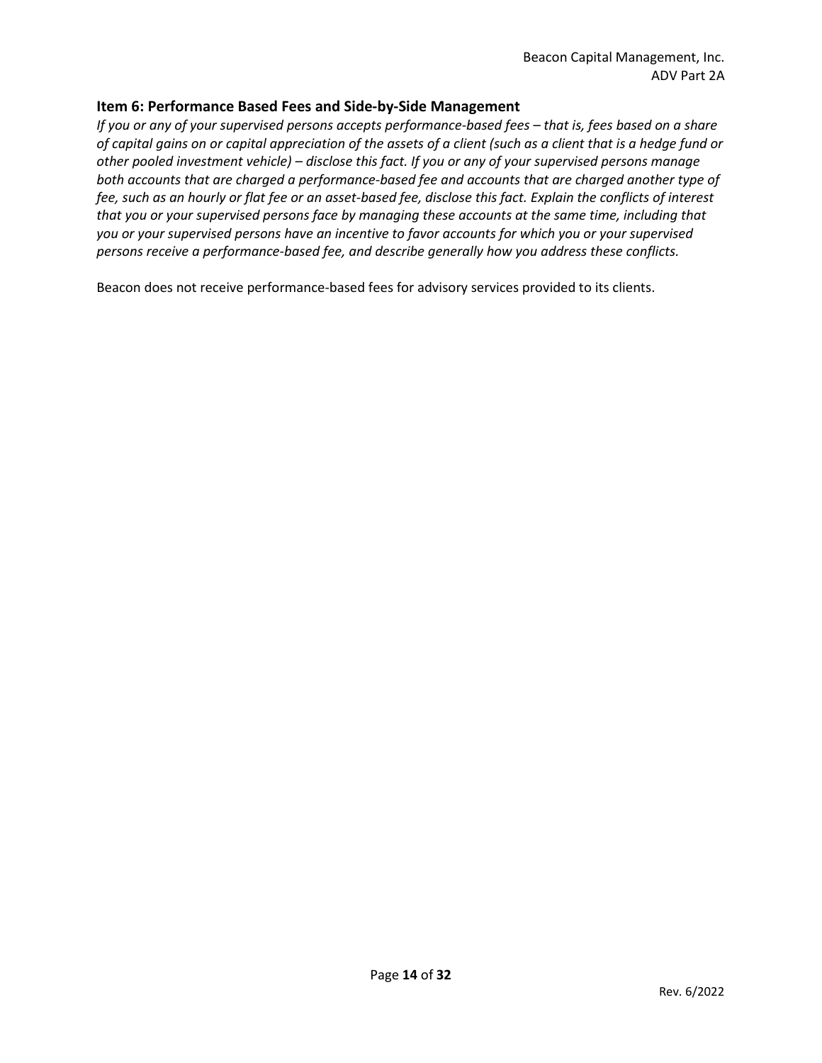## Item 6: Performance Based Fees and Side-by-Side Management

*If you or any of your supervised persons accepts performance-based fees – that is, fees based on a share of capital gains on or capital appreciation of the assets of a client (such as a client that is a hedge fund or other pooled investment vehicle) – disclose this fact. If you or any of your supervised persons manage both accounts that are charged a performance-based fee and accounts that are charged another type of fee, such as an hourly or flat fee or an asset-based fee, disclose this fact. Explain the conflicts of interest that you or your supervised persons face by managing these accounts at the same time, including that you or your supervised persons have an incentive to favor accounts for which you or your supervised persons receive a performance-based fee, and describe generally how you address these conflicts.*

Beacon does not receive performance-based fees for advisory services provided to its clients.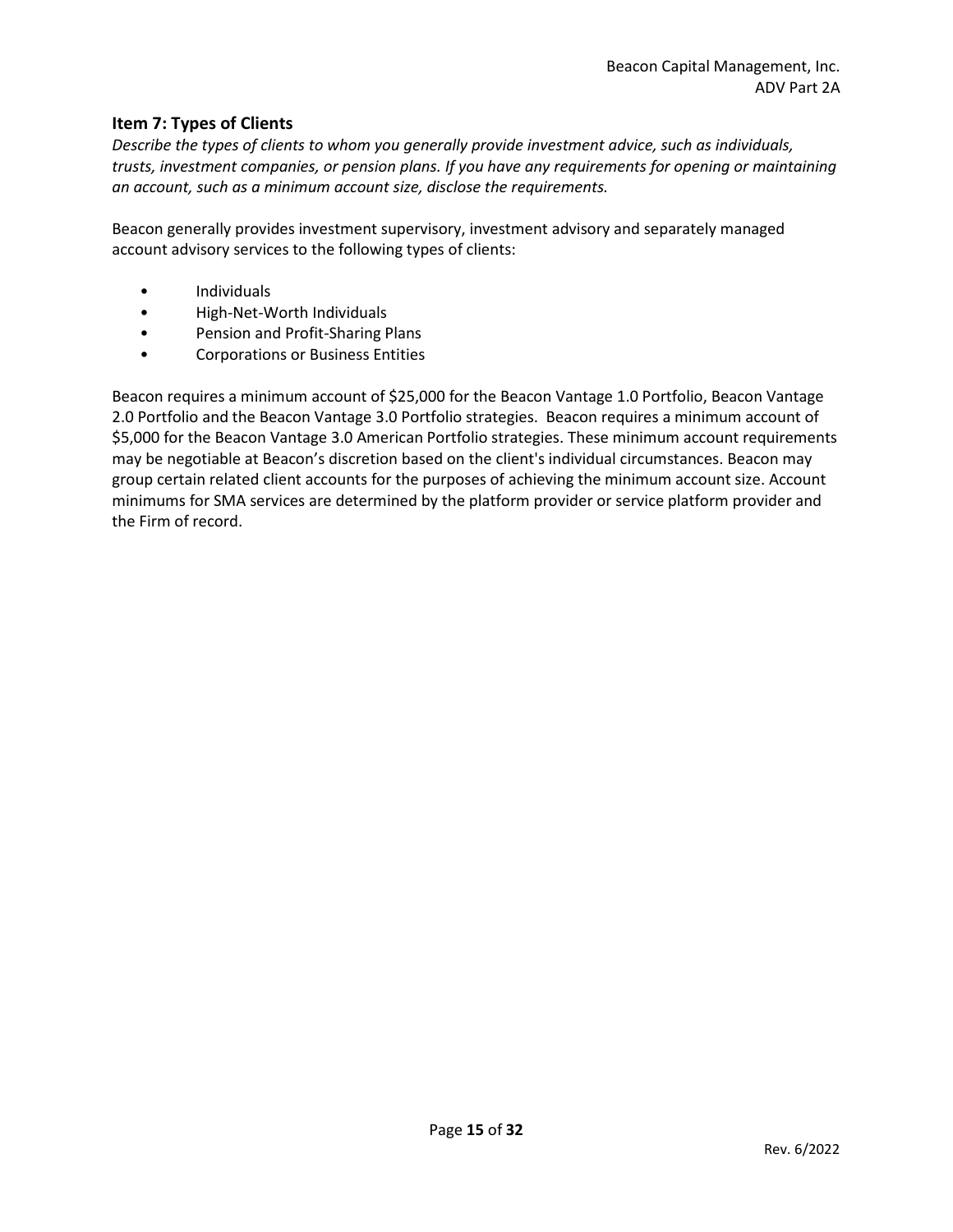## Item 7: Types of Clients

*Describe the types of clients to whom you generally provide investment advice, such as individuals, trusts, investment companies, or pension plans. If you have any requirements for opening or maintaining an account, such as a minimum account size, disclose the requirements.*

Beacon generally provides investment supervisory, investment advisory and separately managed account advisory services to the following types of clients:

- Individuals
- High-Net-Worth Individuals
- Pension and Profit-Sharing Plans
- Corporations or Business Entities

Beacon requires a minimum account of $25,000 for the Beacon Vantage 1.0 Portfolio, Beacon Vantage 2.0 Portfolio and the Beacon Vantage 3.0 Portfolio strategies. Beacon requires a minimum account of $5,000 for the Beacon Vantage 3.0 American Portfolio strategies. These minimum account requirements may be negotiable at Beacon's discretion based on the client's individual circumstances. Beacon may group certain related client accounts for the purposes of achieving the minimum account size. Account minimums for SMA services are determined by the platform provider or service platform provider and the Firm of record.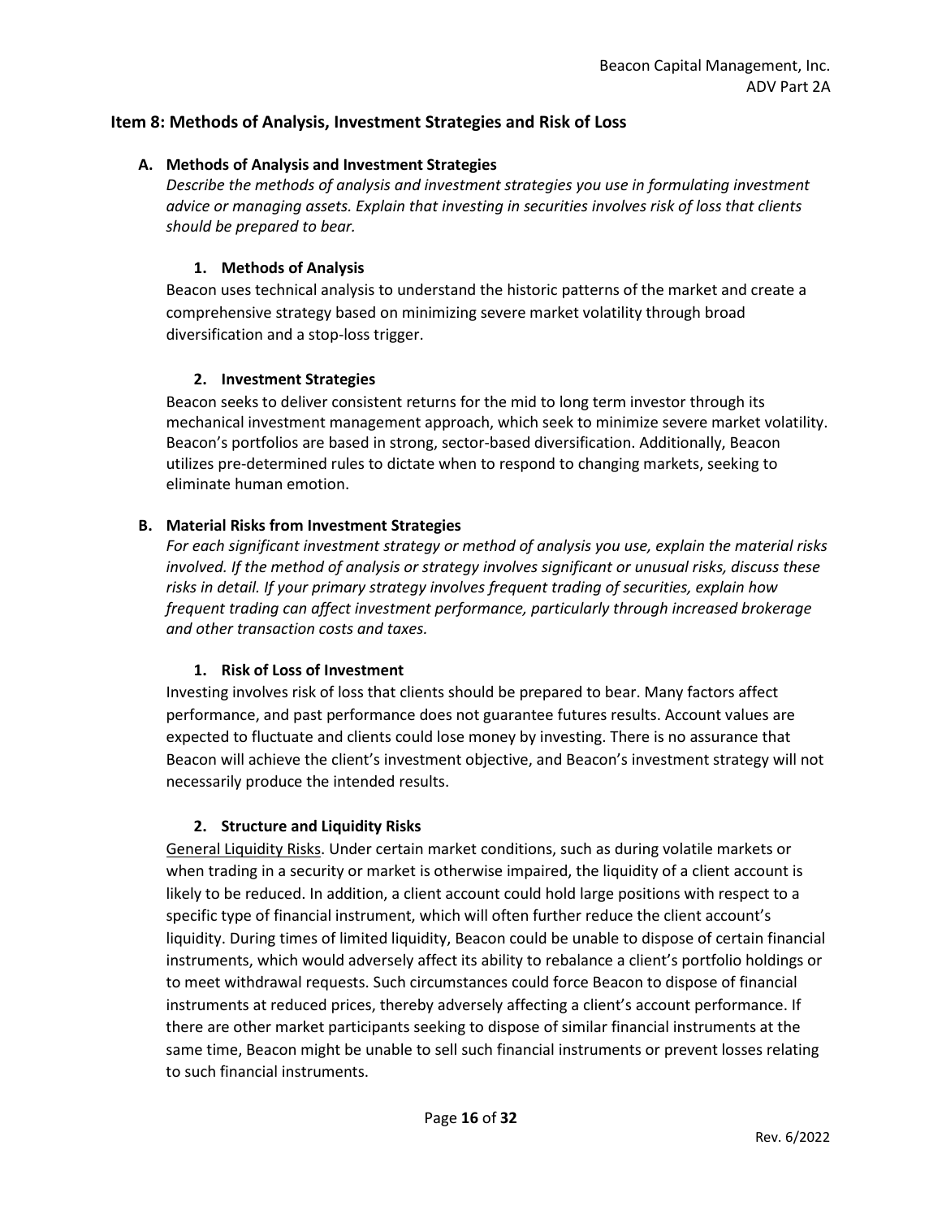## Item 8: Methods of Analysis, Investment Strategies and Risk of Loss

### A. Methods of Analysis and Investment Strategies

*Describe the methods of analysis and investment strategies you use in formulating investment advice or managing assets. Explain that investing in securities involves risk of loss that clients should be prepared to bear.*

#### 1. Methods of Analysis

Beacon uses technical analysis to understand the historic patterns of the market and create a comprehensive strategy based on minimizing severe market volatility through broad diversification and a stop-loss trigger.

#### 2. Investment Strategies

Beacon seeks to deliver consistent returns for the mid to long term investor through its mechanical investment management approach, which seek to minimize severe market volatility. Beacon's portfolios are based in strong, sector-based diversification. Additionally, Beacon utilizes pre-determined rules to dictate when to respond to changing markets, seeking to eliminate human emotion.

### B. Material Risks from Investment Strategies

*For each significant investment strategy or method of analysis you use, explain the material risks involved. If the method of analysis or strategy involves significant or unusual risks, discuss these risks in detail. If your primary strategy involves frequent trading of securities, explain how frequent trading can affect investment performance, particularly through increased brokerage and other transaction costs and taxes.*

#### 1. Risk of Loss of Investment

Investing involves risk of loss that clients should be prepared to bear. Many factors affect performance, and past performance does not guarantee futures results. Account values are expected to fluctuate and clients could lose money by investing. There is no assurance that Beacon will achieve the client's investment objective, and Beacon's investment strategy will not necessarily produce the intended results.

#### 2. Structure and Liquidity Risks

<u>General Liquidity Risks</u>. Under certain market conditions, such as during volatile markets or when trading in a security or market is otherwise impaired, the liquidity of a client account is likely to be reduced. In addition, a client account could hold large positions with respect to a specific type of financial instrument, which will often further reduce the client account's liquidity. During times of limited liquidity, Beacon could be unable to dispose of certain financial instruments, which would adversely affect its ability to rebalance a client's portfolio holdings or to meet withdrawal requests. Such circumstances could force Beacon to dispose of financial instruments at reduced prices, thereby adversely affecting a client's account performance. If there are other market participants seeking to dispose of similar financial instruments at the same time, Beacon might be unable to sell such financial instruments or prevent losses relating to such financial instruments.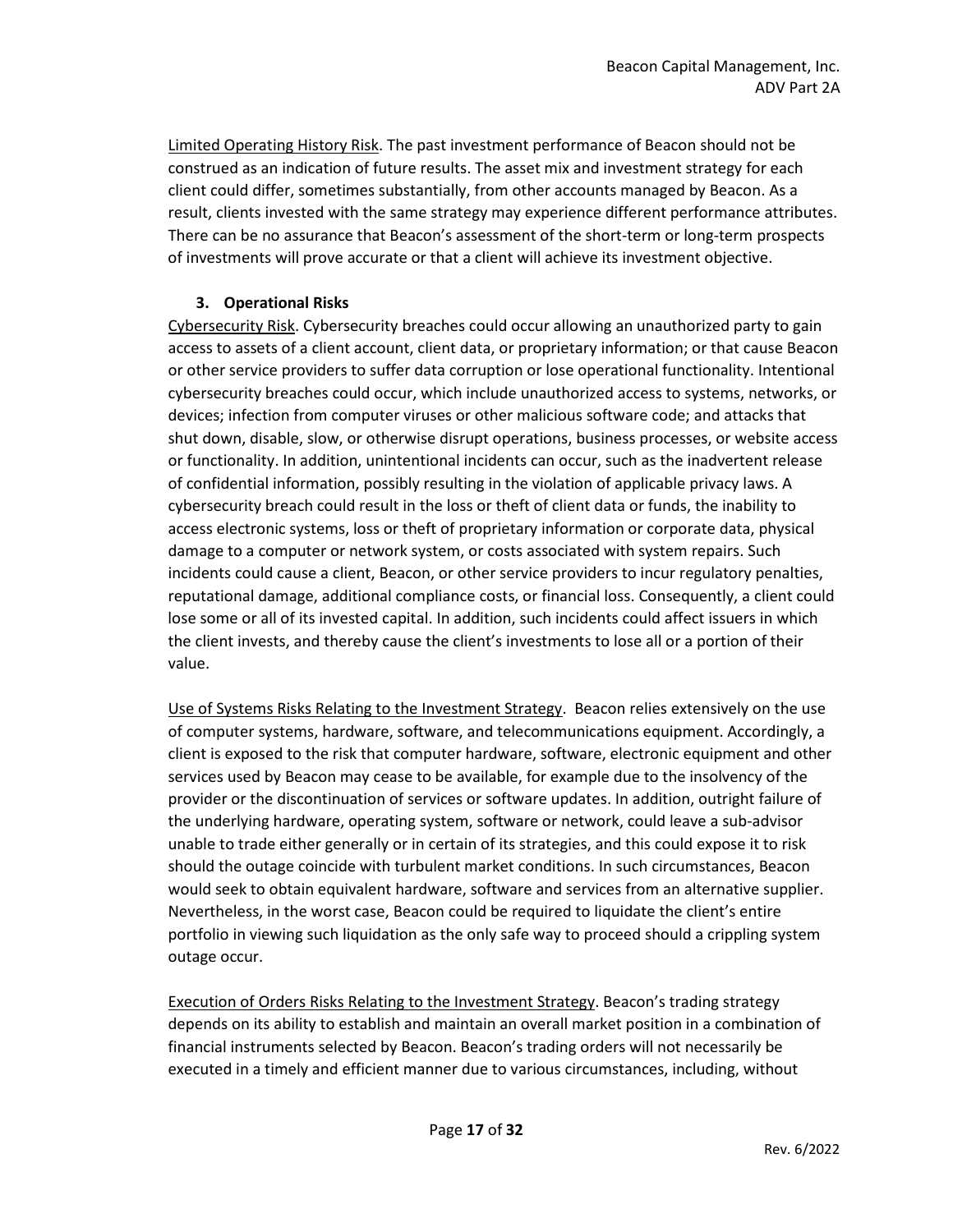Limited Operating History Risk. The past investment performance of Beacon should not be construed as an indication of future results. The asset mix and investment strategy for each client could differ, sometimes substantially, from other accounts managed by Beacon. As a result, clients invested with the same strategy may experience different performance attributes. There can be no assurance that Beacon's assessment of the short-term or long-term prospects of investments will prove accurate or that a client will achieve its investment objective.

### 3. Operational Risks

Cybersecurity Risk. Cybersecurity breaches could occur allowing an unauthorized party to gain access to assets of a client account, client data, or proprietary information; or that cause Beacon or other service providers to suffer data corruption or lose operational functionality. Intentional cybersecurity breaches could occur, which include unauthorized access to systems, networks, or devices; infection from computer viruses or other malicious software code; and attacks that shut down, disable, slow, or otherwise disrupt operations, business processes, or website access or functionality. In addition, unintentional incidents can occur, such as the inadvertent release of confidential information, possibly resulting in the violation of applicable privacy laws. A cybersecurity breach could result in the loss or theft of client data or funds, the inability to access electronic systems, loss or theft of proprietary information or corporate data, physical damage to a computer or network system, or costs associated with system repairs. Such incidents could cause a client, Beacon, or other service providers to incur regulatory penalties, reputational damage, additional compliance costs, or financial loss. Consequently, a client could lose some or all of its invested capital. In addition, such incidents could affect issuers in which the client invests, and thereby cause the client's investments to lose all or a portion of their value.

Use of Systems Risks Relating to the Investment Strategy. Beacon relies extensively on the use of computer systems, hardware, software, and telecommunications equipment. Accordingly, a client is exposed to the risk that computer hardware, software, electronic equipment and other services used by Beacon may cease to be available, for example due to the insolvency of the provider or the discontinuation of services or software updates. In addition, outright failure of the underlying hardware, operating system, software or network, could leave a sub-advisor unable to trade either generally or in certain of its strategies, and this could expose it to risk should the outage coincide with turbulent market conditions. In such circumstances, Beacon would seek to obtain equivalent hardware, software and services from an alternative supplier. Nevertheless, in the worst case, Beacon could be required to liquidate the client's entire portfolio in viewing such liquidation as the only safe way to proceed should a crippling system outage occur.

Execution of Orders Risks Relating to the Investment Strategy. Beacon's trading strategy depends on its ability to establish and maintain an overall market position in a combination of financial instruments selected by Beacon. Beacon's trading orders will not necessarily be executed in a timely and efficient manner due to various circumstances, including, without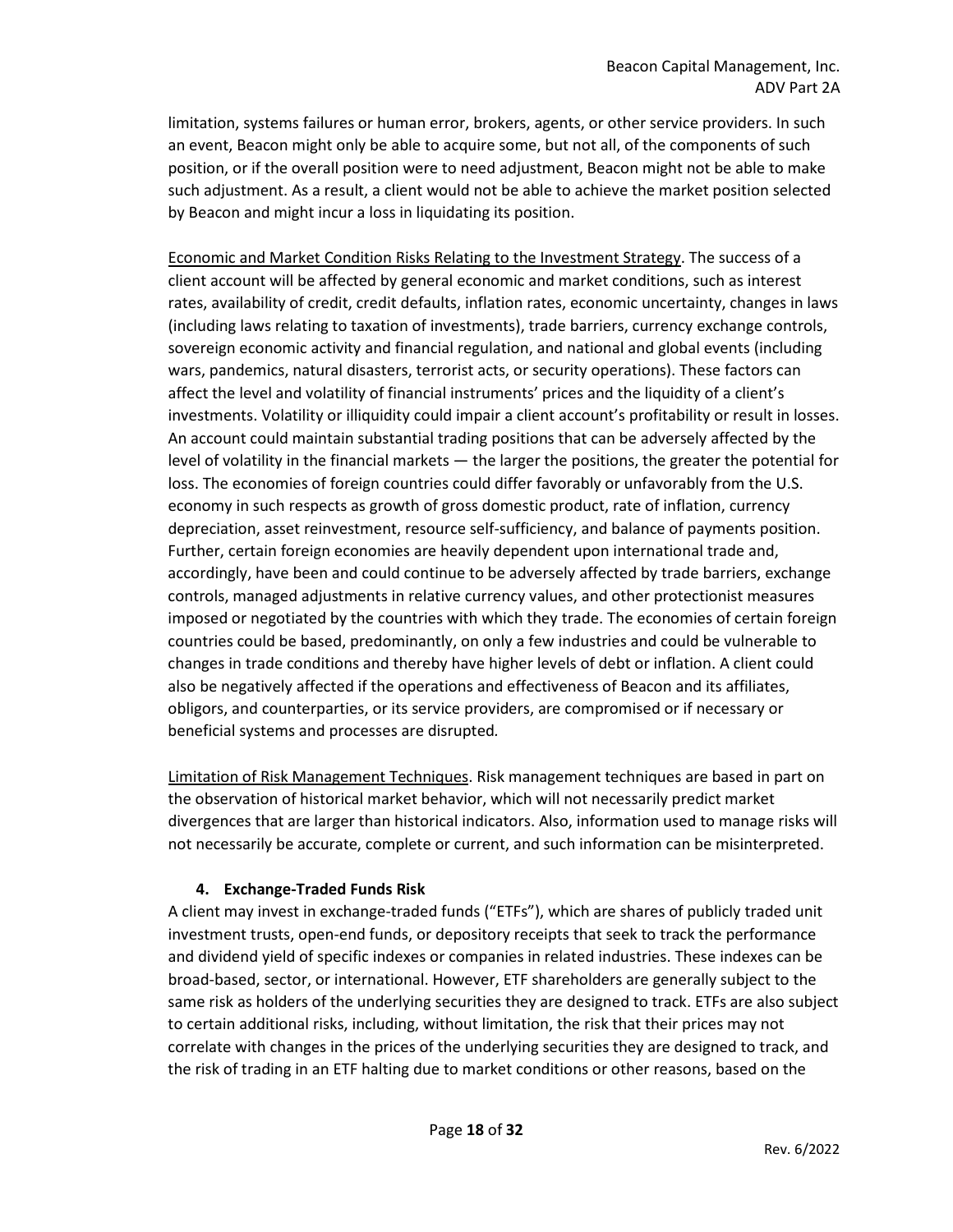limitation, systems failures or human error, brokers, agents, or other service providers. In such an event, Beacon might only be able to acquire some, but not all, of the components of such position, or if the overall position were to need adjustment, Beacon might not be able to make such adjustment. As a result, a client would not be able to achieve the market position selected by Beacon and might incur a loss in liquidating its position.

<u>Economic and Market Condition Risks Relating to the Investment Strategy</u>. The success of a client account will be affected by general economic and market conditions, such as interest rates, availability of credit, credit defaults, inflation rates, economic uncertainty, changes in laws (including laws relating to taxation of investments), trade barriers, currency exchange controls, sovereign economic activity and financial regulation, and national and global events (including wars, pandemics, natural disasters, terrorist acts, or security operations). These factors can affect the level and volatility of financial instruments' prices and the liquidity of a client's investments. Volatility or illiquidity could impair a client account's profitability or result in losses. An account could maintain substantial trading positions that can be adversely affected by the level of volatility in the financial markets — the larger the positions, the greater the potential for loss. The economies of foreign countries could differ favorably or unfavorably from the U.S. economy in such respects as growth of gross domestic product, rate of inflation, currency depreciation, asset reinvestment, resource self-sufficiency, and balance of payments position. Further, certain foreign economies are heavily dependent upon international trade and, accordingly, have been and could continue to be adversely affected by trade barriers, exchange controls, managed adjustments in relative currency values, and other protectionist measures imposed or negotiated by the countries with which they trade. The economies of certain foreign countries could be based, predominantly, on only a few industries and could be vulnerable to changes in trade conditions and thereby have higher levels of debt or inflation. A client could also be negatively affected if the operations and effectiveness of Beacon and its affiliates, obligors, and counterparties, or its service providers, are compromised or if necessary or beneficial systems and processes are disrupted.

<u>Limitation of Risk Management Techniques</u>. Risk management techniques are based in part on the observation of historical market behavior, which will not necessarily predict market divergences that are larger than historical indicators. Also, information used to manage risks will not necessarily be accurate, complete or current, and such information can be misinterpreted.

#### 4. Exchange-Traded Funds Risk

A client may invest in exchange-traded funds ("ETFs"), which are shares of publicly traded unit investment trusts, open-end funds, or depository receipts that seek to track the performance and dividend yield of specific indexes or companies in related industries. These indexes can be broad-based, sector, or international. However, ETF shareholders are generally subject to the same risk as holders of the underlying securities they are designed to track. ETFs are also subject to certain additional risks, including, without limitation, the risk that their prices may not correlate with changes in the prices of the underlying securities they are designed to track, and the risk of trading in an ETF halting due to market conditions or other reasons, based on the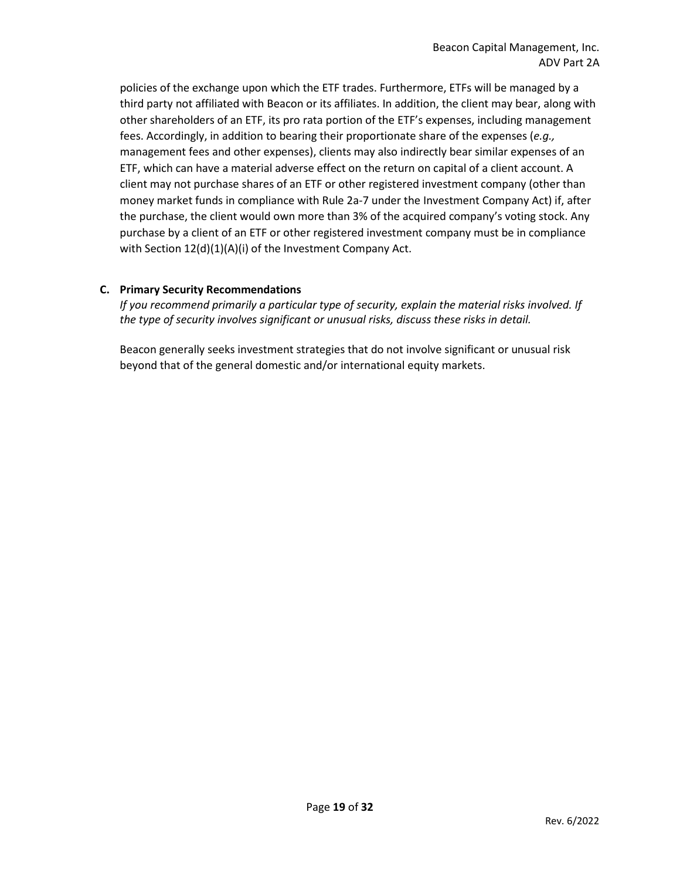policies of the exchange upon which the ETF trades. Furthermore, ETFs will be managed by a third party not affiliated with Beacon or its affiliates. In addition, the client may bear, along with other shareholders of an ETF, its pro rata portion of the ETF's expenses, including management fees. Accordingly, in addition to bearing their proportionate share of the expenses (*e.g.,* management fees and other expenses), clients may also indirectly bear similar expenses of an ETF, which can have a material adverse effect on the return on capital of a client account. A client may not purchase shares of an ETF or other registered investment company (other than money market funds in compliance with Rule 2a-7 under the Investment Company Act) if, after the purchase, the client would own more than 3% of the acquired company's voting stock. Any purchase by a client of an ETF or other registered investment company must be in compliance with Section 12(d)(1)(A)(i) of the Investment Company Act.

### C. Primary Security Recommendations

*If you recommend primarily a particular type of security, explain the material risks involved. If the type of security involves significant or unusual risks, discuss these risks in detail.*

Beacon generally seeks investment strategies that do not involve significant or unusual risk beyond that of the general domestic and/or international equity markets.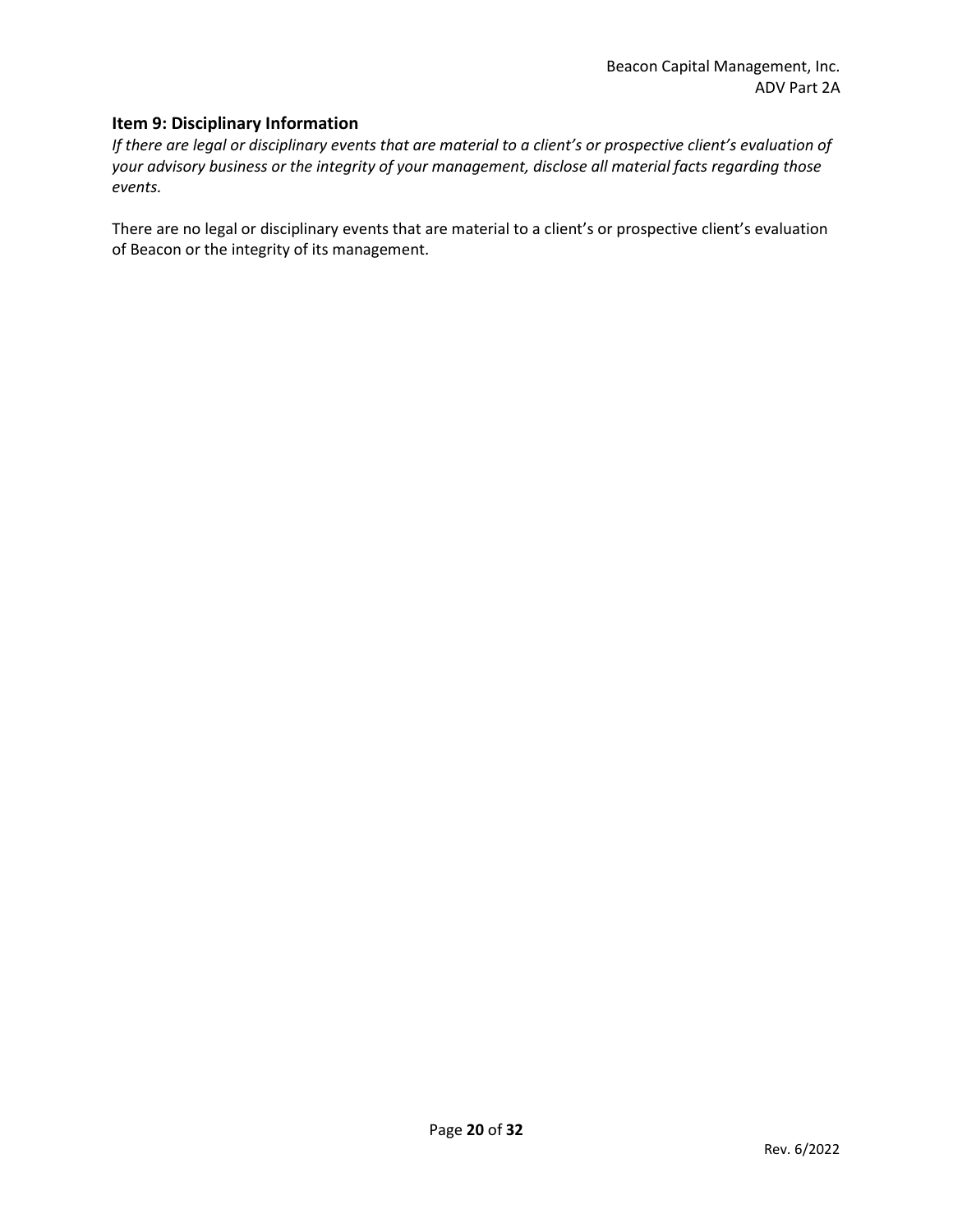## Item 9: Disciplinary Information

*If there are legal or disciplinary events that are material to a client's or prospective client's evaluation of your advisory business or the integrity of your management, disclose all material facts regarding those events.*

There are no legal or disciplinary events that are material to a client's or prospective client's evaluation of Beacon or the integrity of its management.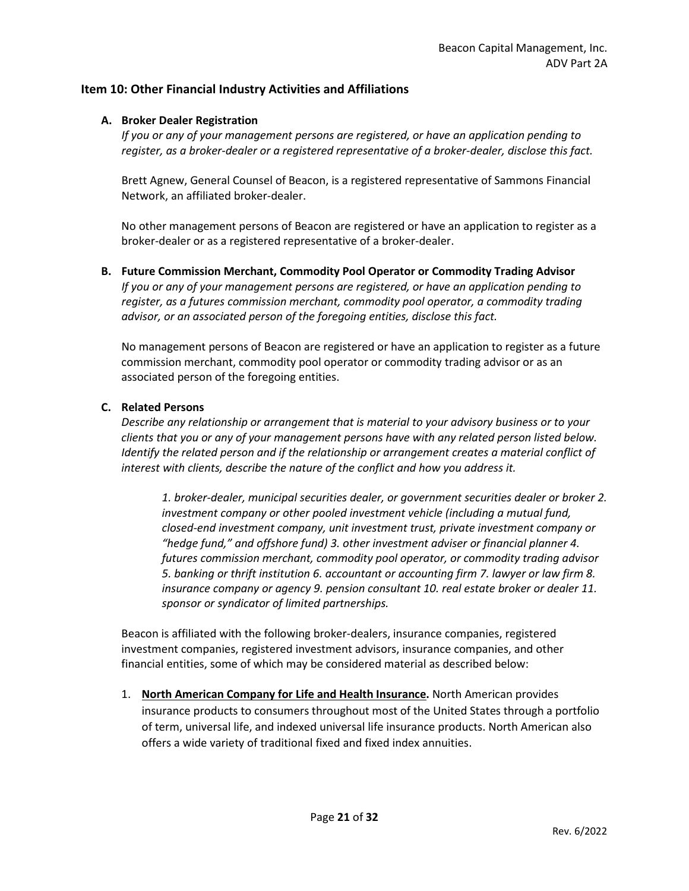## Item 10: Other Financial Industry Activities and Affiliations

### A. Broker Dealer Registration

*If you or any of your management persons are registered, or have an application pending to register, as a broker-dealer or a registered representative of a broker-dealer, disclose this fact.*

Brett Agnew, General Counsel of Beacon, is a registered representative of Sammons Financial Network, an affiliated broker-dealer.

No other management persons of Beacon are registered or have an application to register as a broker-dealer or as a registered representative of a broker-dealer.

### B. Future Commission Merchant, Commodity Pool Operator or Commodity Trading Advisor

*If you or any of your management persons are registered, or have an application pending to register, as a futures commission merchant, commodity pool operator, a commodity trading advisor, or an associated person of the foregoing entities, disclose this fact.*

No management persons of Beacon are registered or have an application to register as a future commission merchant, commodity pool operator or commodity trading advisor or as an associated person of the foregoing entities.

### C. Related Persons

*Describe any relationship or arrangement that is material to your advisory business or to your clients that you or any of your management persons have with any related person listed below. Identify the related person and if the relationship or arrangement creates a material conflict of interest with clients, describe the nature of the conflict and how you address it.*

> *1. broker-dealer, municipal securities dealer, or government securities dealer or broker 2. investment company or other pooled investment vehicle (including a mutual fund, closed-end investment company, unit investment trust, private investment company or "hedge fund," and offshore fund) 3. other investment adviser or financial planner 4. futures commission merchant, commodity pool operator, or commodity trading advisor 5. banking or thrift institution 6. accountant or accounting firm 7. lawyer or law firm 8. insurance company or agency 9. pension consultant 10. real estate broker or dealer 11. sponsor or syndicator of limited partnerships.*

Beacon is affiliated with the following broker-dealers, insurance companies, registered investment companies, registered investment advisors, insurance companies, and other financial entities, some of which may be considered material as described below:

1. **North American Company for Life and Health Insurance.** North American provides insurance products to consumers throughout most of the United States through a portfolio of term, universal life, and indexed universal life insurance products. North American also offers a wide variety of traditional fixed and fixed index annuities.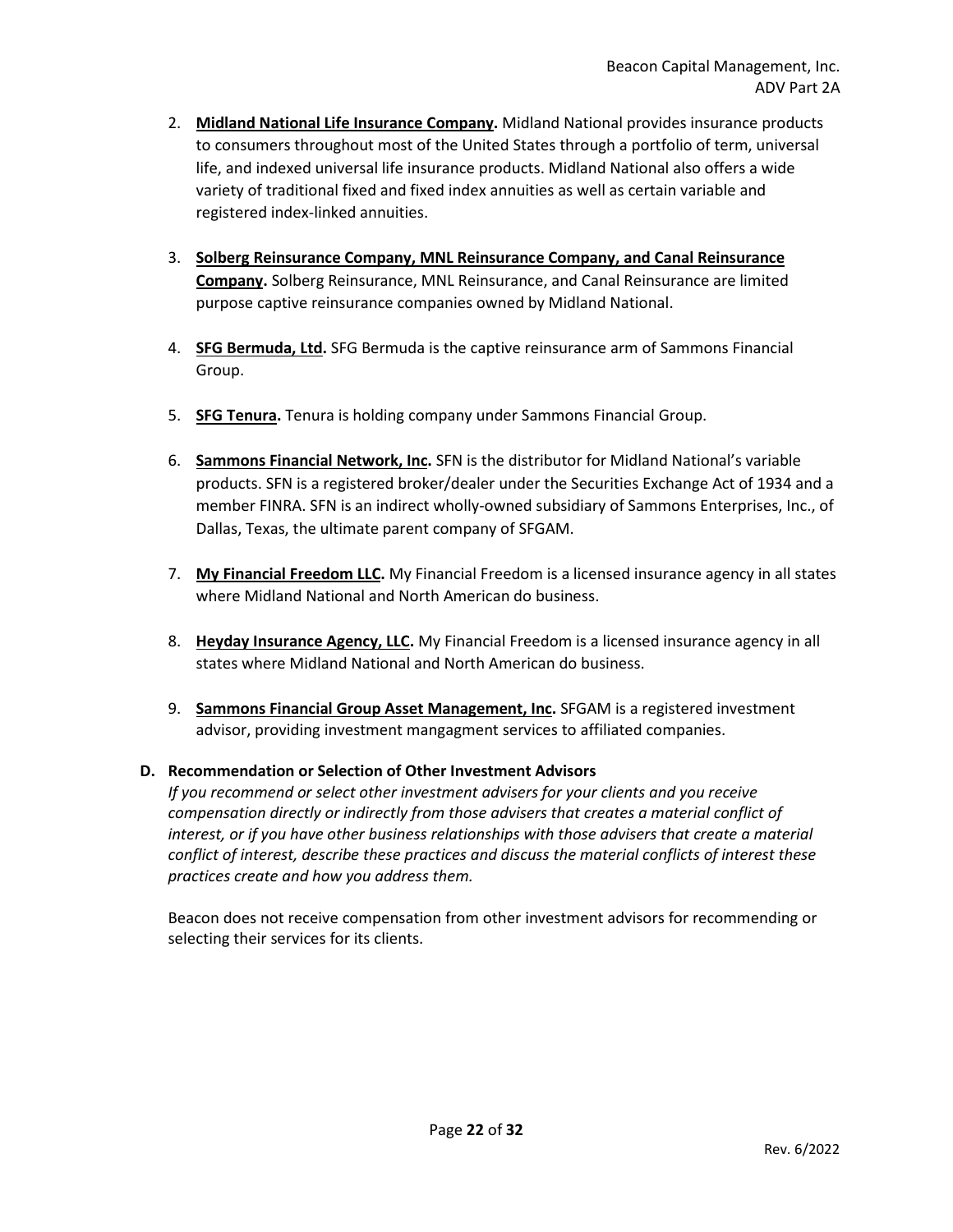2. **Midland National Life Insurance Company.** Midland National provides insurance products to consumers throughout most of the United States through a portfolio of term, universal life, and indexed universal life insurance products. Midland National also offers a wide variety of traditional fixed and fixed index annuities as well as certain variable and registered index-linked annuities.

3. **Solberg Reinsurance Company, MNL Reinsurance Company, and Canal Reinsurance Company.** Solberg Reinsurance, MNL Reinsurance, and Canal Reinsurance are limited purpose captive reinsurance companies owned by Midland National.

4. **SFG Bermuda, Ltd.** SFG Bermuda is the captive reinsurance arm of Sammons Financial Group.

5. **SFG Tenura.** Tenura is holding company under Sammons Financial Group.

6. **Sammons Financial Network, Inc.** SFN is the distributor for Midland National's variable products. SFN is a registered broker/dealer under the Securities Exchange Act of 1934 and a member FINRA. SFN is an indirect wholly-owned subsidiary of Sammons Enterprises, Inc., of Dallas, Texas, the ultimate parent company of SFGAM.

7. **My Financial Freedom LLC.** My Financial Freedom is a licensed insurance agency in all states where Midland National and North American do business.

8. **Heyday Insurance Agency, LLC.** My Financial Freedom is a licensed insurance agency in all states where Midland National and North American do business.

9. **Sammons Financial Group Asset Management, Inc.** SFGAM is a registered investment advisor, providing investment mangagment services to affiliated companies.

**D. Recommendation or Selection of Other Investment Advisors**

*If you recommend or select other investment advisers for your clients and you receive compensation directly or indirectly from those advisers that creates a material conflict of interest, or if you have other business relationships with those advisers that create a material conflict of interest, describe these practices and discuss the material conflicts of interest these practices create and how you address them.*

Beacon does not receive compensation from other investment advisors for recommending or selecting their services for its clients.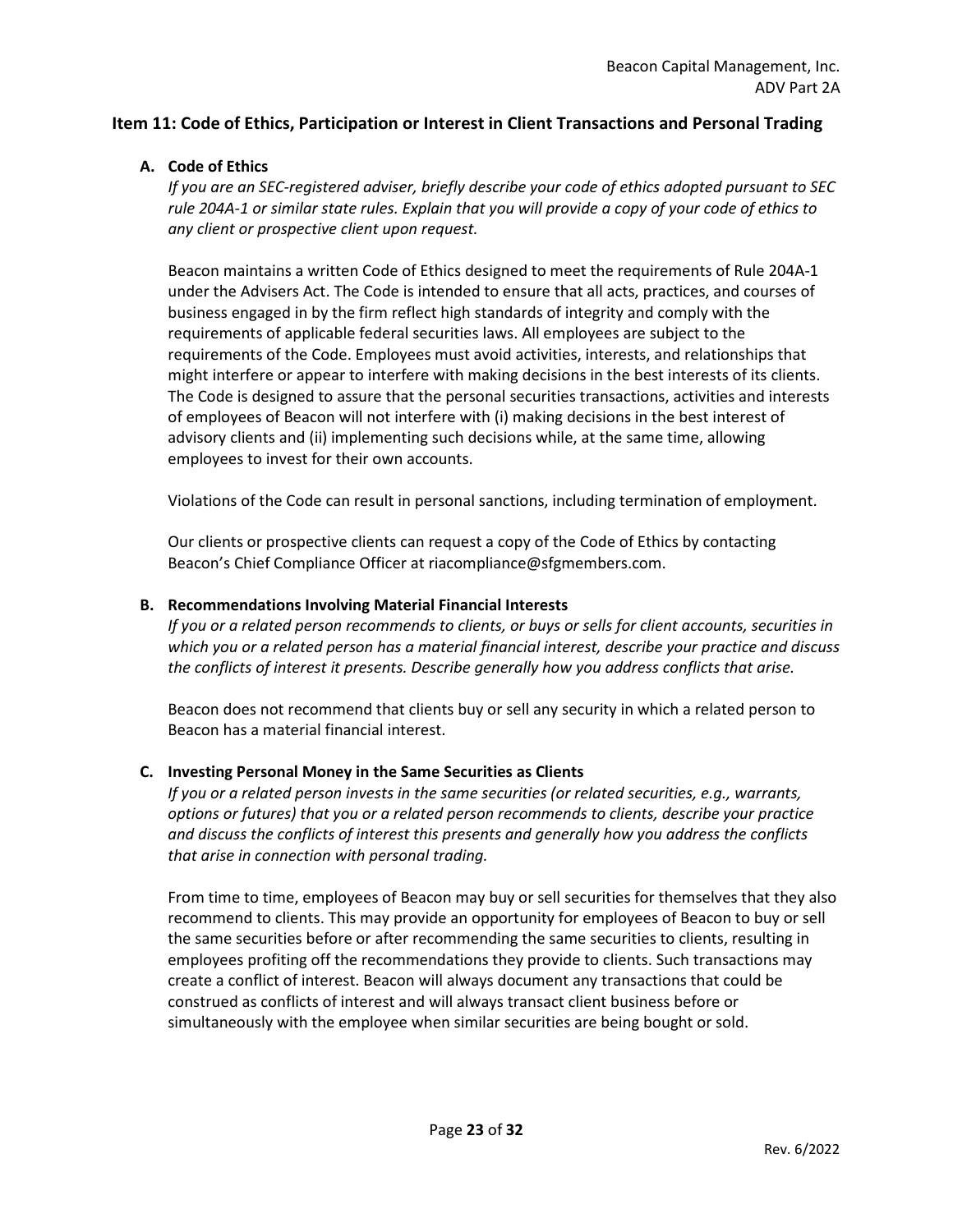## Item 11: Code of Ethics, Participation or Interest in Client Transactions and Personal Trading

### A. Code of Ethics

*If you are an SEC-registered adviser, briefly describe your code of ethics adopted pursuant to SEC rule 204A-1 or similar state rules. Explain that you will provide a copy of your code of ethics to any client or prospective client upon request.*

Beacon maintains a written Code of Ethics designed to meet the requirements of Rule 204A-1 under the Advisers Act. The Code is intended to ensure that all acts, practices, and courses of business engaged in by the firm reflect high standards of integrity and comply with the requirements of applicable federal securities laws. All employees are subject to the requirements of the Code. Employees must avoid activities, interests, and relationships that might interfere or appear to interfere with making decisions in the best interests of its clients. The Code is designed to assure that the personal securities transactions, activities and interests of employees of Beacon will not interfere with (i) making decisions in the best interest of advisory clients and (ii) implementing such decisions while, at the same time, allowing employees to invest for their own accounts.

Violations of the Code can result in personal sanctions, including termination of employment.

Our clients or prospective clients can request a copy of the Code of Ethics by contacting Beacon's Chief Compliance Officer at riacompliance@sfgmembers.com.

### B. Recommendations Involving Material Financial Interests

*If you or a related person recommends to clients, or buys or sells for client accounts, securities in which you or a related person has a material financial interest, describe your practice and discuss the conflicts of interest it presents. Describe generally how you address conflicts that arise.*

Beacon does not recommend that clients buy or sell any security in which a related person to Beacon has a material financial interest.

### C. Investing Personal Money in the Same Securities as Clients

*If you or a related person invests in the same securities (or related securities, e.g., warrants, options or futures) that you or a related person recommends to clients, describe your practice and discuss the conflicts of interest this presents and generally how you address the conflicts that arise in connection with personal trading.*

From time to time, employees of Beacon may buy or sell securities for themselves that they also recommend to clients. This may provide an opportunity for employees of Beacon to buy or sell the same securities before or after recommending the same securities to clients, resulting in employees profiting off the recommendations they provide to clients. Such transactions may create a conflict of interest. Beacon will always document any transactions that could be construed as conflicts of interest and will always transact client business before or simultaneously with the employee when similar securities are being bought or sold.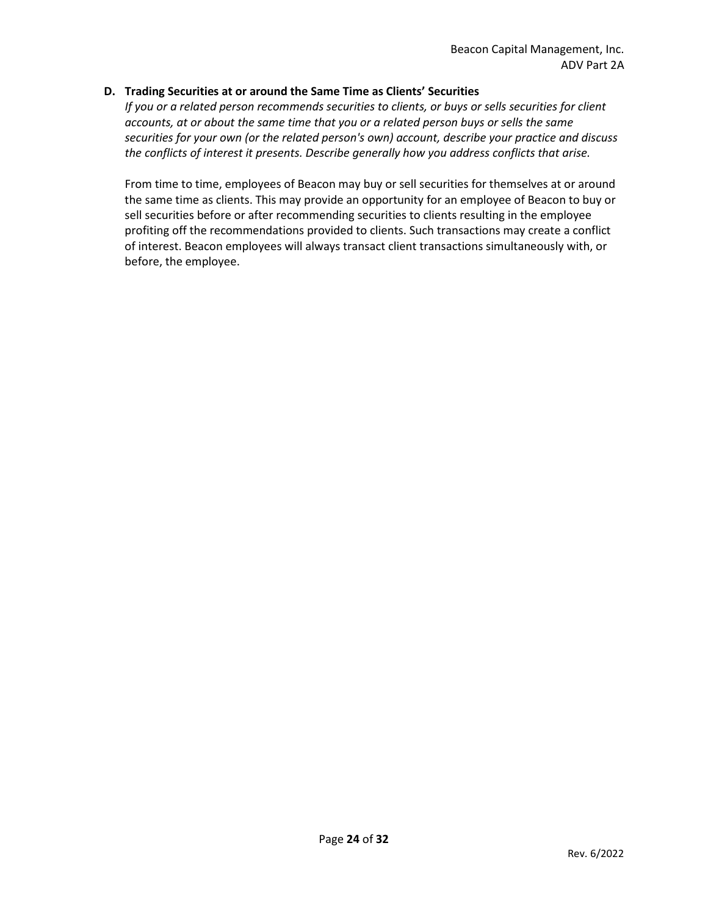**D. Trading Securities at or around the Same Time as Clients' Securities**

*If you or a related person recommends securities to clients, or buys or sells securities for client accounts, at or about the same time that you or a related person buys or sells the same securities for your own (or the related person's own) account, describe your practice and discuss the conflicts of interest it presents. Describe generally how you address conflicts that arise.*

From time to time, employees of Beacon may buy or sell securities for themselves at or around the same time as clients. This may provide an opportunity for an employee of Beacon to buy or sell securities before or after recommending securities to clients resulting in the employee profiting off the recommendations provided to clients. Such transactions may create a conflict of interest. Beacon employees will always transact client transactions simultaneously with, or before, the employee.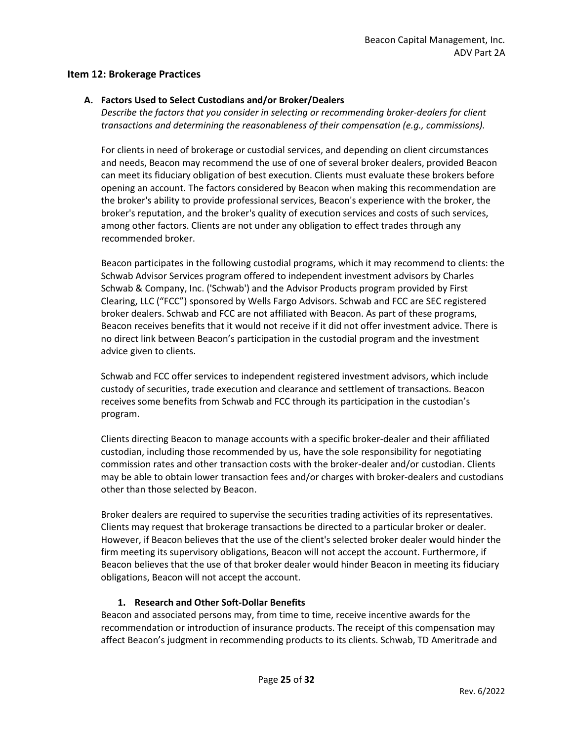## Item 12: Brokerage Practices

### A. Factors Used to Select Custodians and/or Broker/Dealers

*Describe the factors that you consider in selecting or recommending broker-dealers for client transactions and determining the reasonableness of their compensation (e.g., commissions).*

For clients in need of brokerage or custodial services, and depending on client circumstances and needs, Beacon may recommend the use of one of several broker dealers, provided Beacon can meet its fiduciary obligation of best execution. Clients must evaluate these brokers before opening an account. The factors considered by Beacon when making this recommendation are the broker's ability to provide professional services, Beacon's experience with the broker, the broker's reputation, and the broker's quality of execution services and costs of such services, among other factors. Clients are not under any obligation to effect trades through any recommended broker.

Beacon participates in the following custodial programs, which it may recommend to clients: the Schwab Advisor Services program offered to independent investment advisors by Charles Schwab & Company, Inc. ('Schwab') and the Advisor Products program provided by First Clearing, LLC ("FCC") sponsored by Wells Fargo Advisors. Schwab and FCC are SEC registered broker dealers. Schwab and FCC are not affiliated with Beacon. As part of these programs, Beacon receives benefits that it would not receive if it did not offer investment advice. There is no direct link between Beacon's participation in the custodial program and the investment advice given to clients.

Schwab and FCC offer services to independent registered investment advisors, which include custody of securities, trade execution and clearance and settlement of transactions. Beacon receives some benefits from Schwab and FCC through its participation in the custodian's program.

Clients directing Beacon to manage accounts with a specific broker-dealer and their affiliated custodian, including those recommended by us, have the sole responsibility for negotiating commission rates and other transaction costs with the broker-dealer and/or custodian. Clients may be able to obtain lower transaction fees and/or charges with broker-dealers and custodians other than those selected by Beacon.

Broker dealers are required to supervise the securities trading activities of its representatives. Clients may request that brokerage transactions be directed to a particular broker or dealer. However, if Beacon believes that the use of the client's selected broker dealer would hinder the firm meeting its supervisory obligations, Beacon will not accept the account. Furthermore, if Beacon believes that the use of that broker dealer would hinder Beacon in meeting its fiduciary obligations, Beacon will not accept the account.

#### 1. Research and Other Soft-Dollar Benefits

Beacon and associated persons may, from time to time, receive incentive awards for the recommendation or introduction of insurance products. The receipt of this compensation may affect Beacon's judgment in recommending products to its clients. Schwab, TD Ameritrade and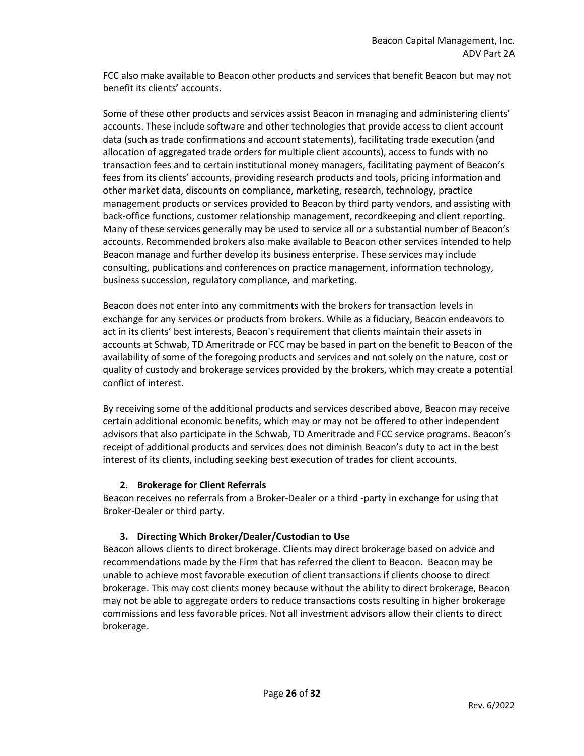FCC also make available to Beacon other products and services that benefit Beacon but may not benefit its clients' accounts.

Some of these other products and services assist Beacon in managing and administering clients' accounts. These include software and other technologies that provide access to client account data (such as trade confirmations and account statements), facilitating trade execution (and allocation of aggregated trade orders for multiple client accounts), access to funds with no transaction fees and to certain institutional money managers, facilitating payment of Beacon's fees from its clients' accounts, providing research products and tools, pricing information and other market data, discounts on compliance, marketing, research, technology, practice management products or services provided to Beacon by third party vendors, and assisting with back-office functions, customer relationship management, recordkeeping and client reporting. Many of these services generally may be used to service all or a substantial number of Beacon's accounts. Recommended brokers also make available to Beacon other services intended to help Beacon manage and further develop its business enterprise. These services may include consulting, publications and conferences on practice management, information technology, business succession, regulatory compliance, and marketing.

Beacon does not enter into any commitments with the brokers for transaction levels in exchange for any services or products from brokers. While as a fiduciary, Beacon endeavors to act in its clients' best interests, Beacon's requirement that clients maintain their assets in accounts at Schwab, TD Ameritrade or FCC may be based in part on the benefit to Beacon of the availability of some of the foregoing products and services and not solely on the nature, cost or quality of custody and brokerage services provided by the brokers, which may create a potential conflict of interest.

By receiving some of the additional products and services described above, Beacon may receive certain additional economic benefits, which may or may not be offered to other independent advisors that also participate in the Schwab, TD Ameritrade and FCC service programs. Beacon's receipt of additional products and services does not diminish Beacon's duty to act in the best interest of its clients, including seeking best execution of trades for client accounts.

**2. Brokerage for Client Referrals**

Beacon receives no referrals from a Broker-Dealer or a third -party in exchange for using that Broker-Dealer or third party.

**3. Directing Which Broker/Dealer/Custodian to Use**

Beacon allows clients to direct brokerage. Clients may direct brokerage based on advice and recommendations made by the Firm that has referred the client to Beacon. Beacon may be unable to achieve most favorable execution of client transactions if clients choose to direct brokerage. This may cost clients money because without the ability to direct brokerage, Beacon may not be able to aggregate orders to reduce transactions costs resulting in higher brokerage commissions and less favorable prices. Not all investment advisors allow their clients to direct brokerage.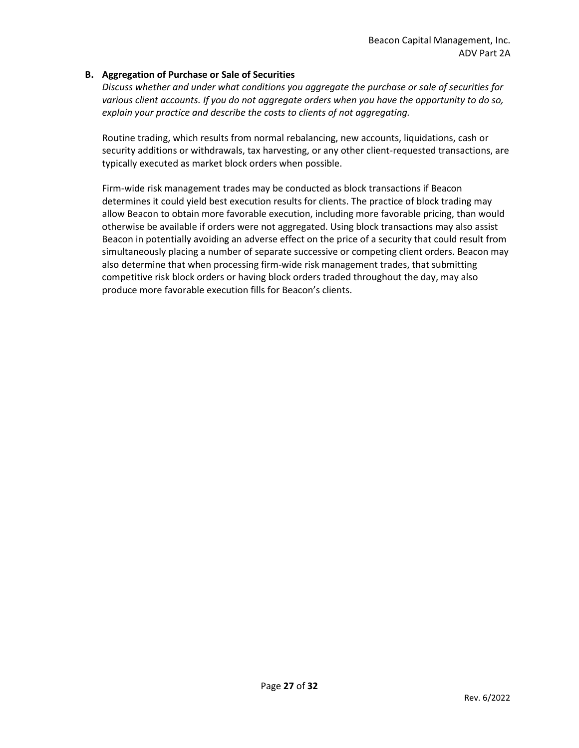### B. Aggregation of Purchase or Sale of Securities

*Discuss whether and under what conditions you aggregate the purchase or sale of securities for various client accounts. If you do not aggregate orders when you have the opportunity to do so, explain your practice and describe the costs to clients of not aggregating.*

Routine trading, which results from normal rebalancing, new accounts, liquidations, cash or security additions or withdrawals, tax harvesting, or any other client-requested transactions, are typically executed as market block orders when possible.

Firm-wide risk management trades may be conducted as block transactions if Beacon determines it could yield best execution results for clients. The practice of block trading may allow Beacon to obtain more favorable execution, including more favorable pricing, than would otherwise be available if orders were not aggregated. Using block transactions may also assist Beacon in potentially avoiding an adverse effect on the price of a security that could result from simultaneously placing a number of separate successive or competing client orders. Beacon may also determine that when processing firm-wide risk management trades, that submitting competitive risk block orders or having block orders traded throughout the day, may also produce more favorable execution fills for Beacon's clients.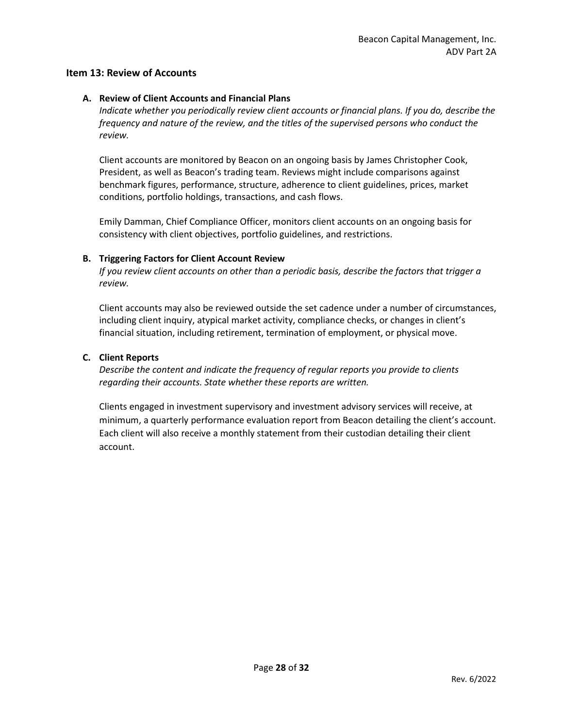## Item 13: Review of Accounts

### A. Review of Client Accounts and Financial Plans

*Indicate whether you periodically review client accounts or financial plans. If you do, describe the frequency and nature of the review, and the titles of the supervised persons who conduct the review.*

Client accounts are monitored by Beacon on an ongoing basis by James Christopher Cook, President, as well as Beacon's trading team. Reviews might include comparisons against benchmark figures, performance, structure, adherence to client guidelines, prices, market conditions, portfolio holdings, transactions, and cash flows.

Emily Damman, Chief Compliance Officer, monitors client accounts on an ongoing basis for consistency with client objectives, portfolio guidelines, and restrictions.

### B. Triggering Factors for Client Account Review

*If you review client accounts on other than a periodic basis, describe the factors that trigger a review.*

Client accounts may also be reviewed outside the set cadence under a number of circumstances, including client inquiry, atypical market activity, compliance checks, or changes in client's financial situation, including retirement, termination of employment, or physical move.

### C. Client Reports

*Describe the content and indicate the frequency of regular reports you provide to clients regarding their accounts. State whether these reports are written.*

Clients engaged in investment supervisory and investment advisory services will receive, at minimum, a quarterly performance evaluation report from Beacon detailing the client's account. Each client will also receive a monthly statement from their custodian detailing their client account.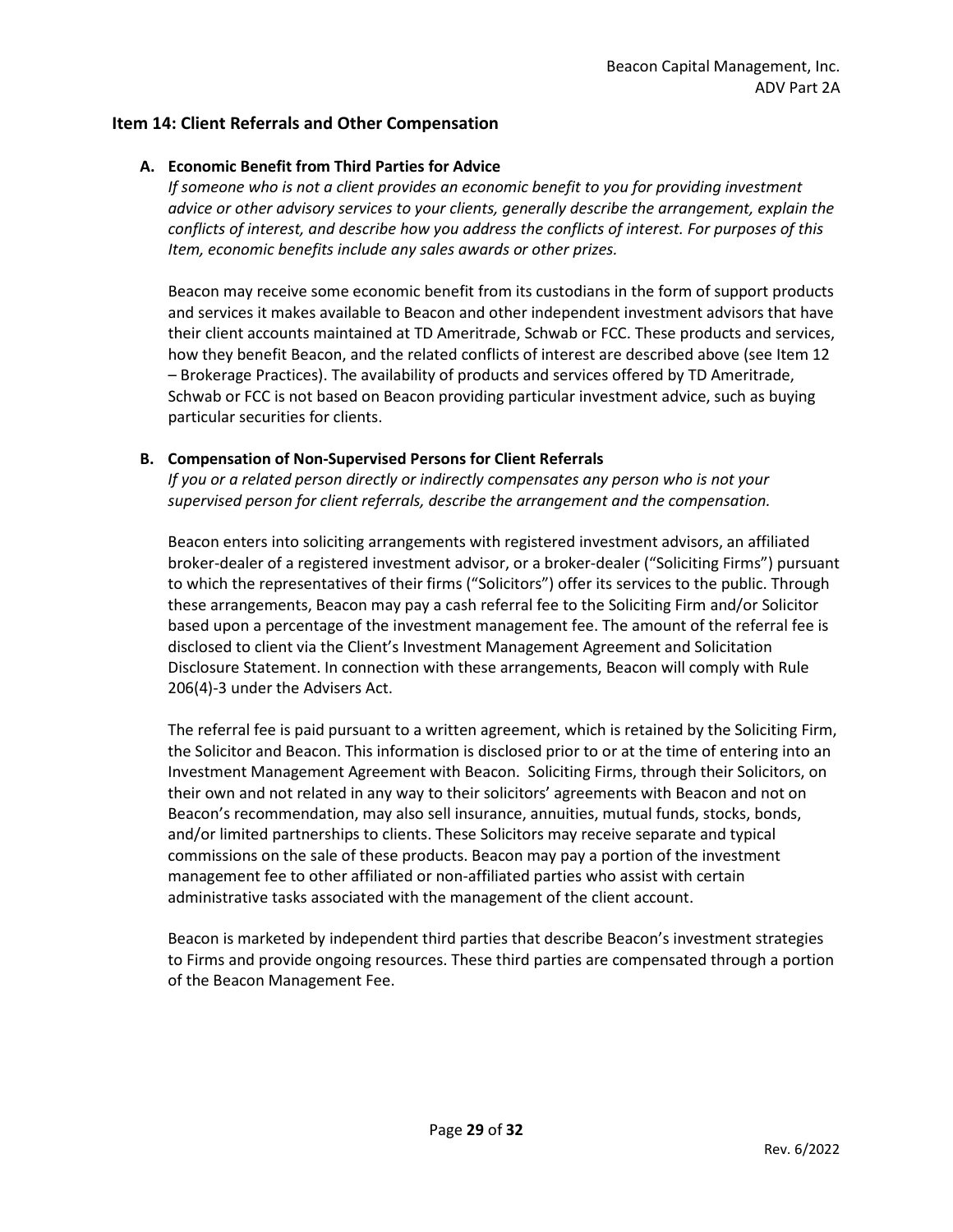## Item 14: Client Referrals and Other Compensation

### A. Economic Benefit from Third Parties for Advice

*If someone who is not a client provides an economic benefit to you for providing investment advice or other advisory services to your clients, generally describe the arrangement, explain the conflicts of interest, and describe how you address the conflicts of interest. For purposes of this Item, economic benefits include any sales awards or other prizes.*

Beacon may receive some economic benefit from its custodians in the form of support products and services it makes available to Beacon and other independent investment advisors that have their client accounts maintained at TD Ameritrade, Schwab or FCC. These products and services, how they benefit Beacon, and the related conflicts of interest are described above (see Item 12 – Brokerage Practices). The availability of products and services offered by TD Ameritrade, Schwab or FCC is not based on Beacon providing particular investment advice, such as buying particular securities for clients.

### B. Compensation of Non-Supervised Persons for Client Referrals

*If you or a related person directly or indirectly compensates any person who is not your supervised person for client referrals, describe the arrangement and the compensation.*

Beacon enters into soliciting arrangements with registered investment advisors, an affiliated broker-dealer of a registered investment advisor, or a broker-dealer ("Soliciting Firms") pursuant to which the representatives of their firms ("Solicitors") offer its services to the public. Through these arrangements, Beacon may pay a cash referral fee to the Soliciting Firm and/or Solicitor based upon a percentage of the investment management fee. The amount of the referral fee is disclosed to client via the Client's Investment Management Agreement and Solicitation Disclosure Statement. In connection with these arrangements, Beacon will comply with Rule 206(4)-3 under the Advisers Act.

The referral fee is paid pursuant to a written agreement, which is retained by the Soliciting Firm, the Solicitor and Beacon. This information is disclosed prior to or at the time of entering into an Investment Management Agreement with Beacon. Soliciting Firms, through their Solicitors, on their own and not related in any way to their solicitors' agreements with Beacon and not on Beacon's recommendation, may also sell insurance, annuities, mutual funds, stocks, bonds, and/or limited partnerships to clients. These Solicitors may receive separate and typical commissions on the sale of these products. Beacon may pay a portion of the investment management fee to other affiliated or non-affiliated parties who assist with certain administrative tasks associated with the management of the client account.

Beacon is marketed by independent third parties that describe Beacon's investment strategies to Firms and provide ongoing resources. These third parties are compensated through a portion of the Beacon Management Fee.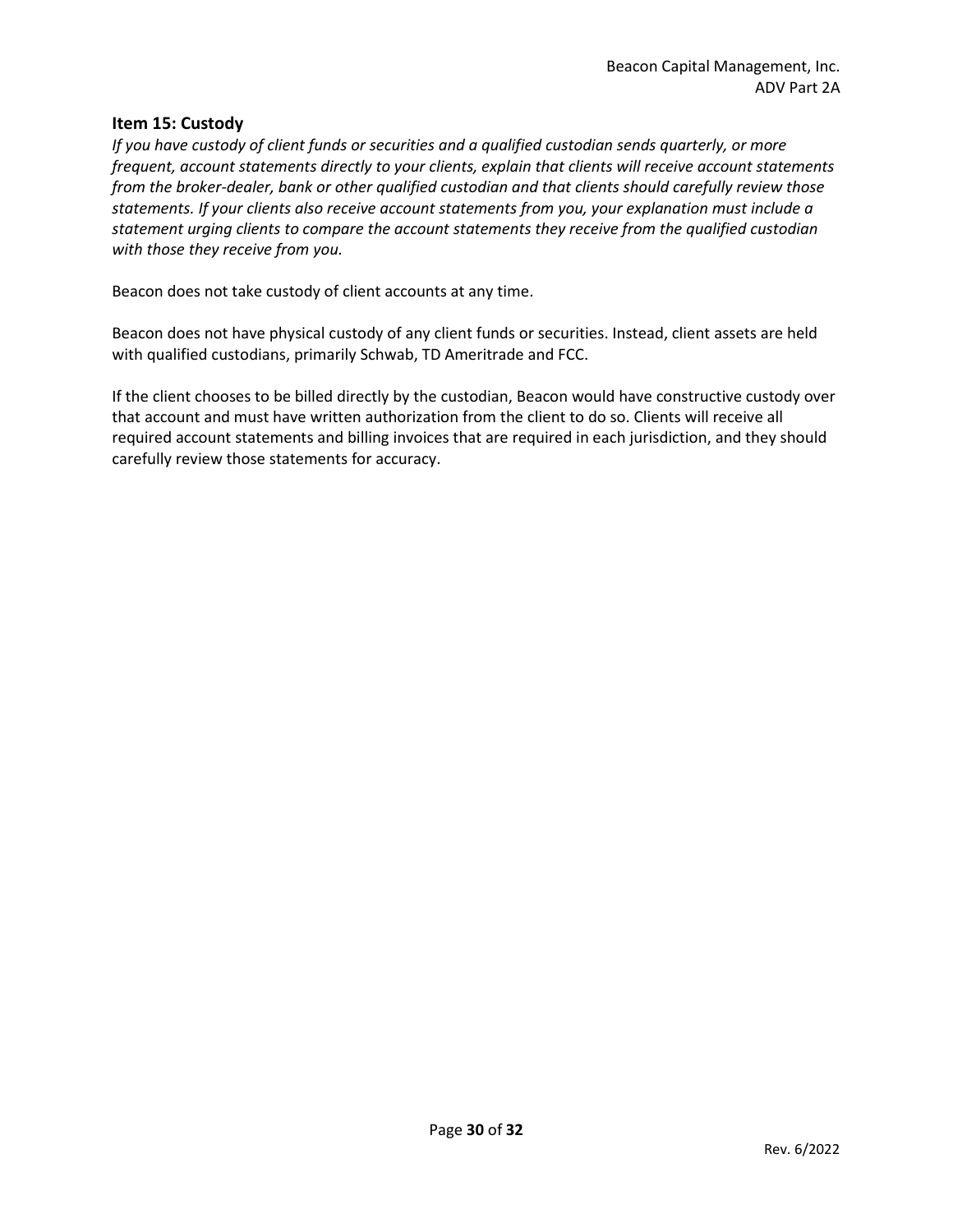## Item 15: Custody

*If you have custody of client funds or securities and a qualified custodian sends quarterly, or more frequent, account statements directly to your clients, explain that clients will receive account statements from the broker-dealer, bank or other qualified custodian and that clients should carefully review those statements. If your clients also receive account statements from you, your explanation must include a statement urging clients to compare the account statements they receive from the qualified custodian with those they receive from you.*

Beacon does not take custody of client accounts at any time.

Beacon does not have physical custody of any client funds or securities. Instead, client assets are held with qualified custodians, primarily Schwab, TD Ameritrade and FCC.

If the client chooses to be billed directly by the custodian, Beacon would have constructive custody over that account and must have written authorization from the client to do so. Clients will receive all required account statements and billing invoices that are required in each jurisdiction, and they should carefully review those statements for accuracy.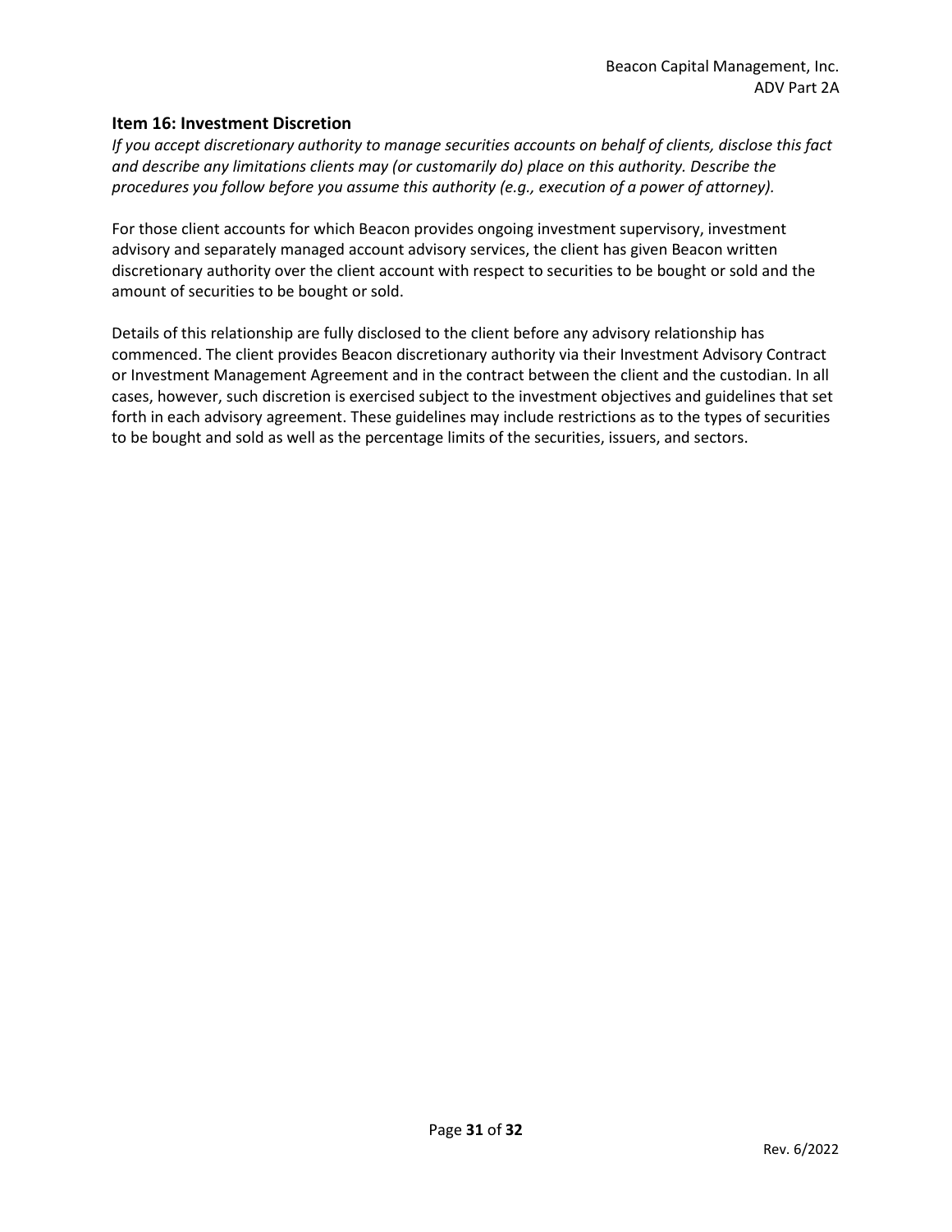## Item 16: Investment Discretion

*If you accept discretionary authority to manage securities accounts on behalf of clients, disclose this fact and describe any limitations clients may (or customarily do) place on this authority. Describe the procedures you follow before you assume this authority (e.g., execution of a power of attorney).*

For those client accounts for which Beacon provides ongoing investment supervisory, investment advisory and separately managed account advisory services, the client has given Beacon written discretionary authority over the client account with respect to securities to be bought or sold and the amount of securities to be bought or sold.

Details of this relationship are fully disclosed to the client before any advisory relationship has commenced. The client provides Beacon discretionary authority via their Investment Advisory Contract or Investment Management Agreement and in the contract between the client and the custodian. In all cases, however, such discretion is exercised subject to the investment objectives and guidelines that set forth in each advisory agreement. These guidelines may include restrictions as to the types of securities to be bought and sold as well as the percentage limits of the securities, issuers, and sectors.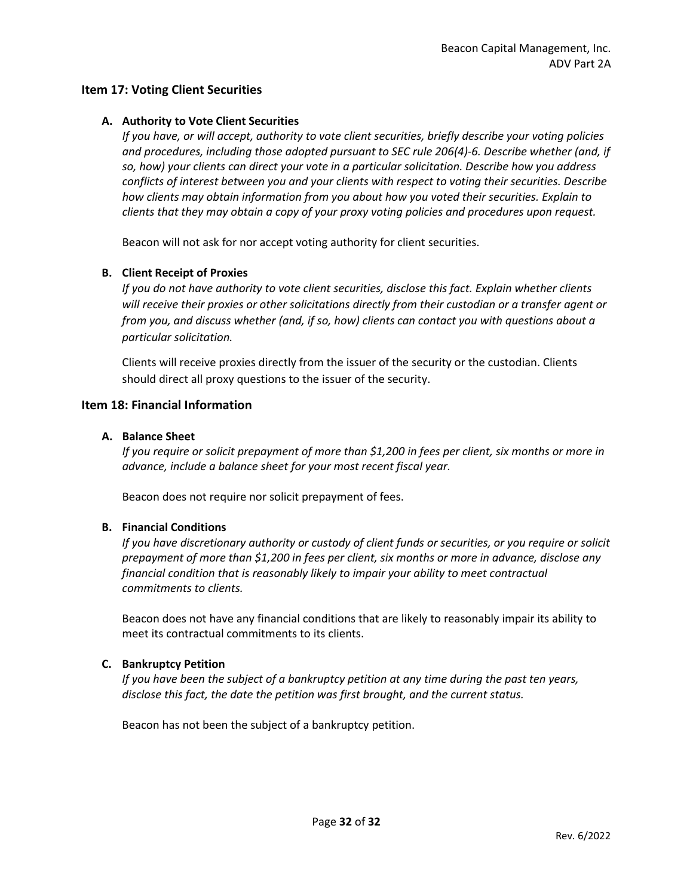## Item 17: Voting Client Securities

### A. Authority to Vote Client Securities

*If you have, or will accept, authority to vote client securities, briefly describe your voting policies and procedures, including those adopted pursuant to SEC rule 206(4)-6. Describe whether (and, if so, how) your clients can direct your vote in a particular solicitation. Describe how you address conflicts of interest between you and your clients with respect to voting their securities. Describe how clients may obtain information from you about how you voted their securities. Explain to clients that they may obtain a copy of your proxy voting policies and procedures upon request.*

Beacon will not ask for nor accept voting authority for client securities.

### B. Client Receipt of Proxies

*If you do not have authority to vote client securities, disclose this fact. Explain whether clients will receive their proxies or other solicitations directly from their custodian or a transfer agent or from you, and discuss whether (and, if so, how) clients can contact you with questions about a particular solicitation.*

Clients will receive proxies directly from the issuer of the security or the custodian. Clients should direct all proxy questions to the issuer of the security.

## Item 18: Financial Information

### A. Balance Sheet

*If you require or solicit prepayment of more than $1,200 in fees per client, six months or more in advance, include a balance sheet for your most recent fiscal year.*

Beacon does not require nor solicit prepayment of fees.

### B. Financial Conditions

*If you have discretionary authority or custody of client funds or securities, or you require or solicit prepayment of more than $1,200 in fees per client, six months or more in advance, disclose any financial condition that is reasonably likely to impair your ability to meet contractual commitments to clients.*

Beacon does not have any financial conditions that are likely to reasonably impair its ability to meet its contractual commitments to its clients.

### C. Bankruptcy Petition

*If you have been the subject of a bankruptcy petition at any time during the past ten years, disclose this fact, the date the petition was first brought, and the current status.*

Beacon has not been the subject of a bankruptcy petition.